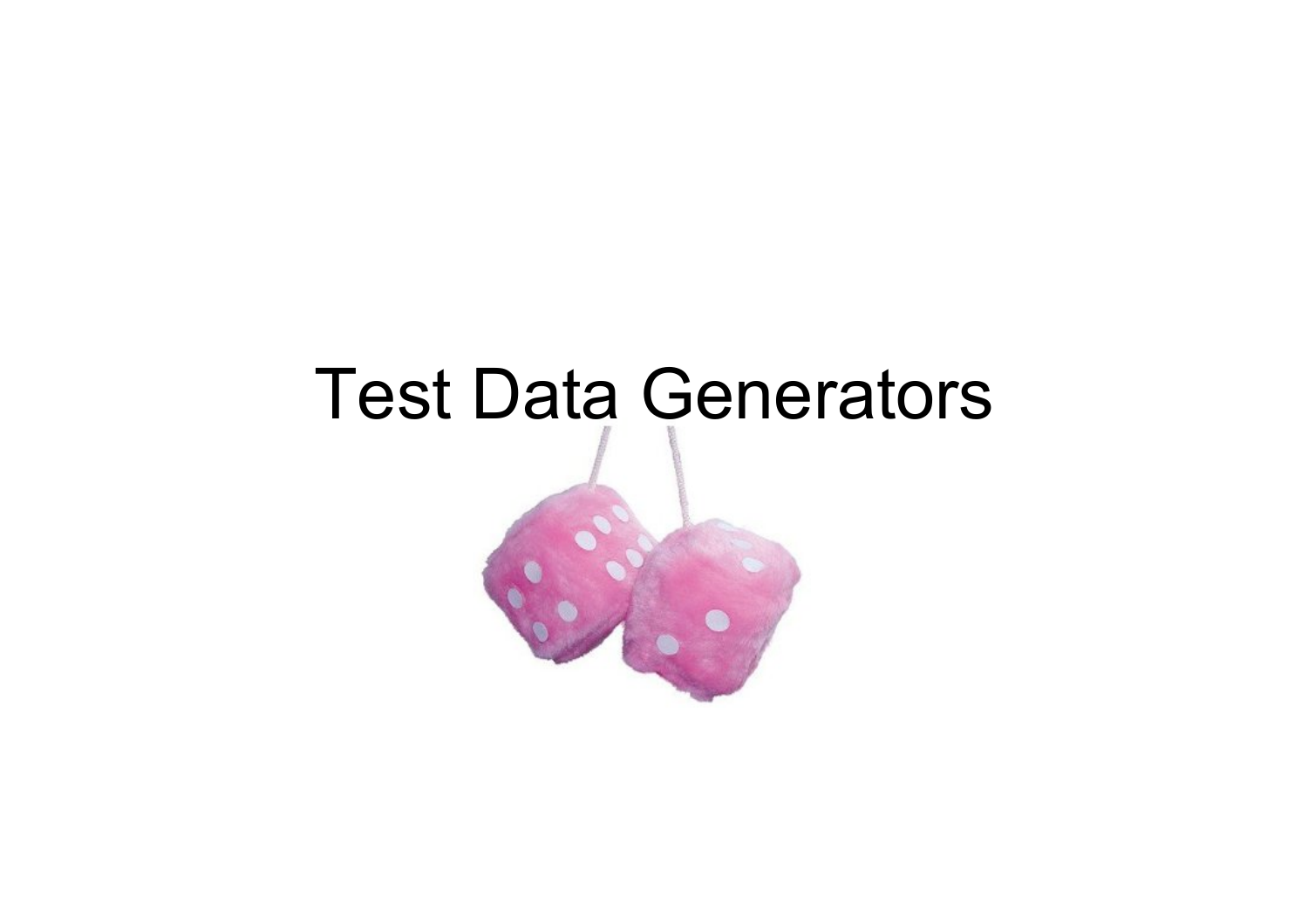# Test Data Generators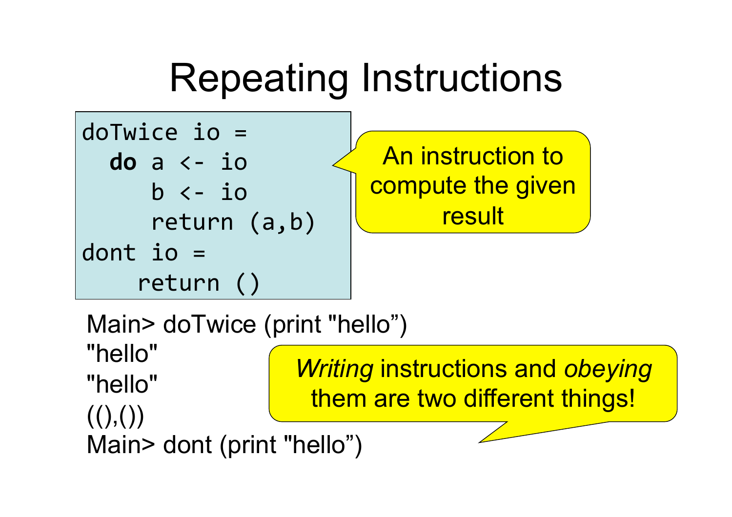# Repeating Instructions

```
doTwice io =
  do a <- io
     b <- io
     return (a,b)
dont io =
    return ()
```

An instruction to compute the given result

```
Main> doTwice (print "hello”)
"hello"
"hello"
((),())
Main> dont (print "hello”)
```

*Writing* instructions and *obeying* them are two different things!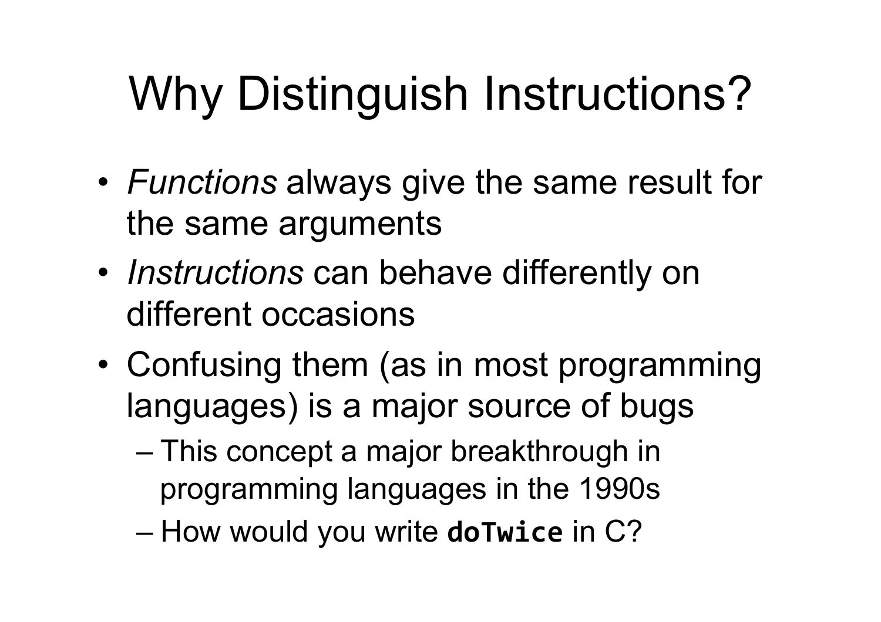# Why Distinguish Instructions?

- *Functions* always give the same result for the same arguments
- *Instructions* can behave differently on different occasions
- Confusing them (as in most programming languages) is a major source of bugs
  - This concept a major breakthrough in programming languages in the 1990s
  - How would you write **`doTwice`** in C?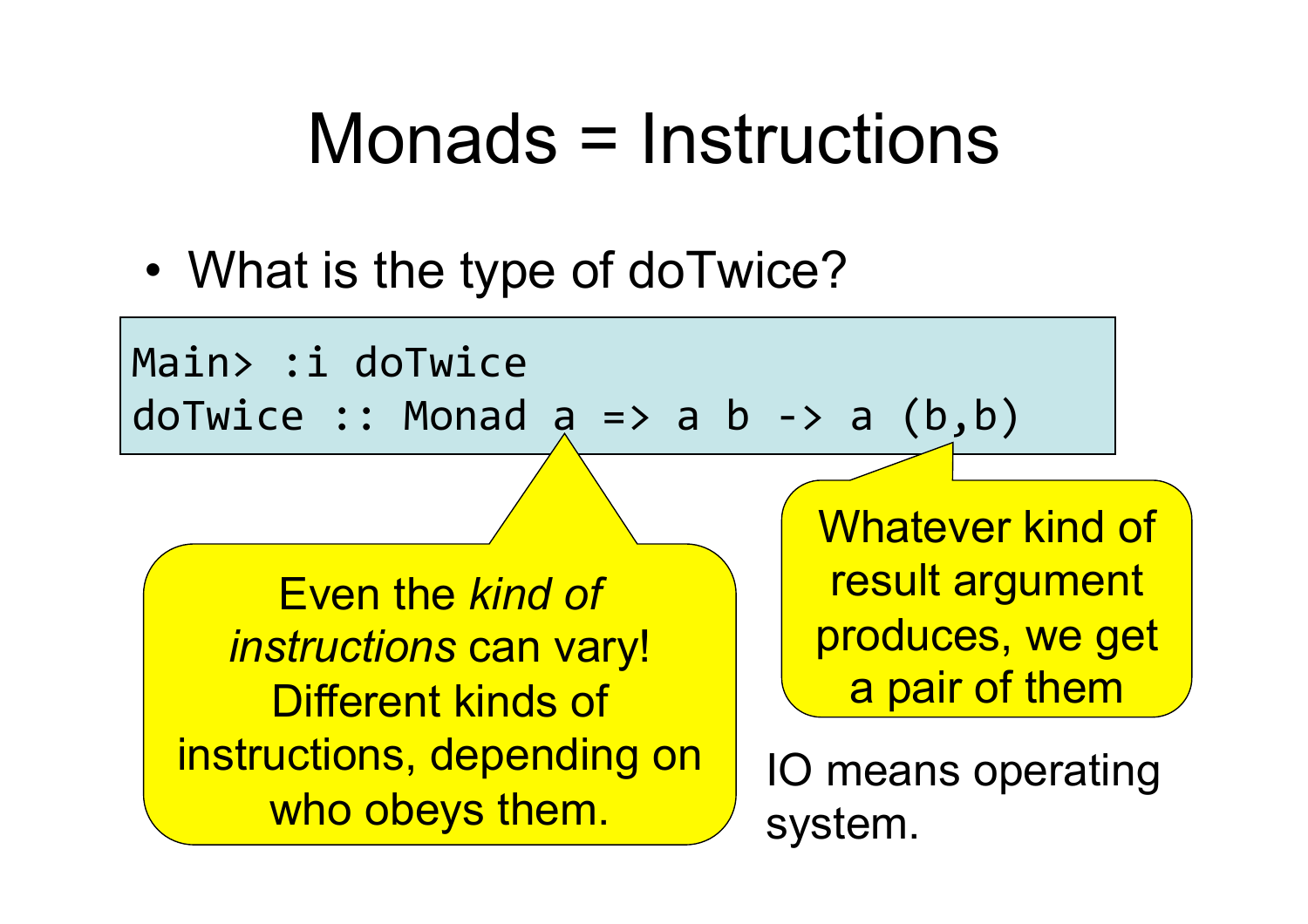# Monads = Instructions

- What is the type of doTwice?

```
Main> :i doTwice
doTwice :: Monad a => a b -> a (b,b)
```

Even the *kind of instructions* can vary! Different kinds of instructions, depending on who obeys them.

Whatever kind of result argument produces, we get a pair of them

IO means operating system.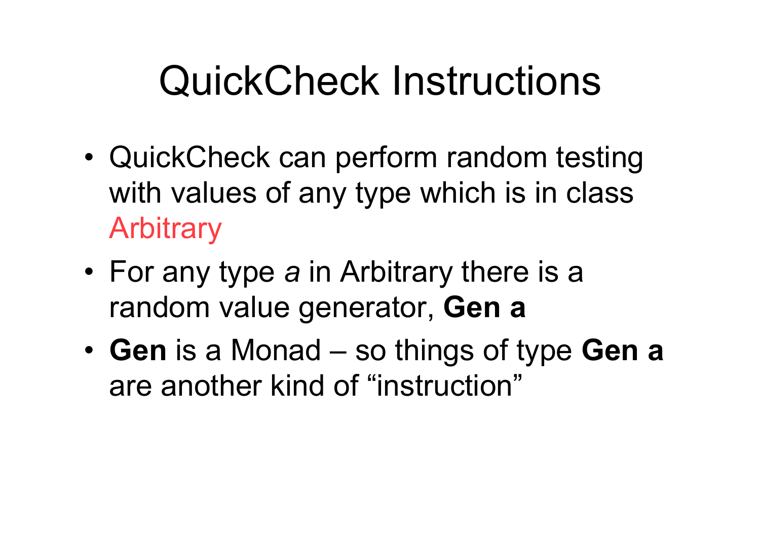# QuickCheck Instructions

- QuickCheck can perform random testing with values of any type which is in class Arbitrary
- For any type *a* in Arbitrary there is a random value generator, **Gen a**
- **Gen** is a Monad – so things of type **Gen a** are another kind of "instruction"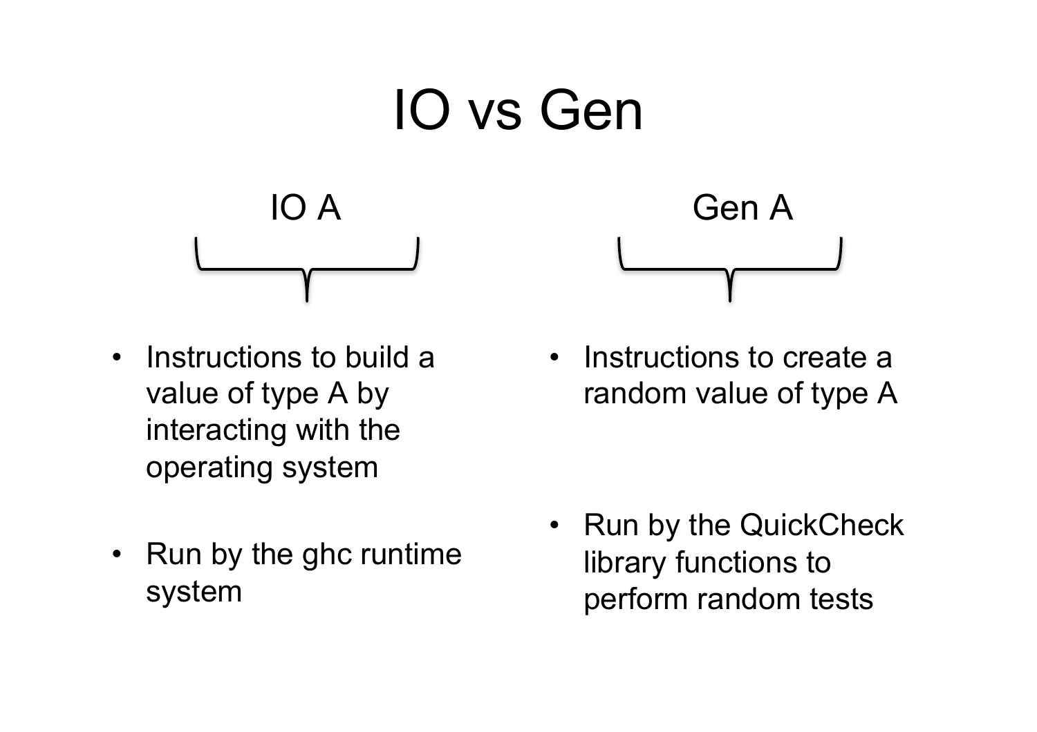# IO vs Gen

## IO A

- Instructions to build a value of type A by interacting with the operating system
- Run by the ghc runtime system

## Gen A

- Instructions to create a random value of type A
- Run by the QuickCheck library functions to perform random tests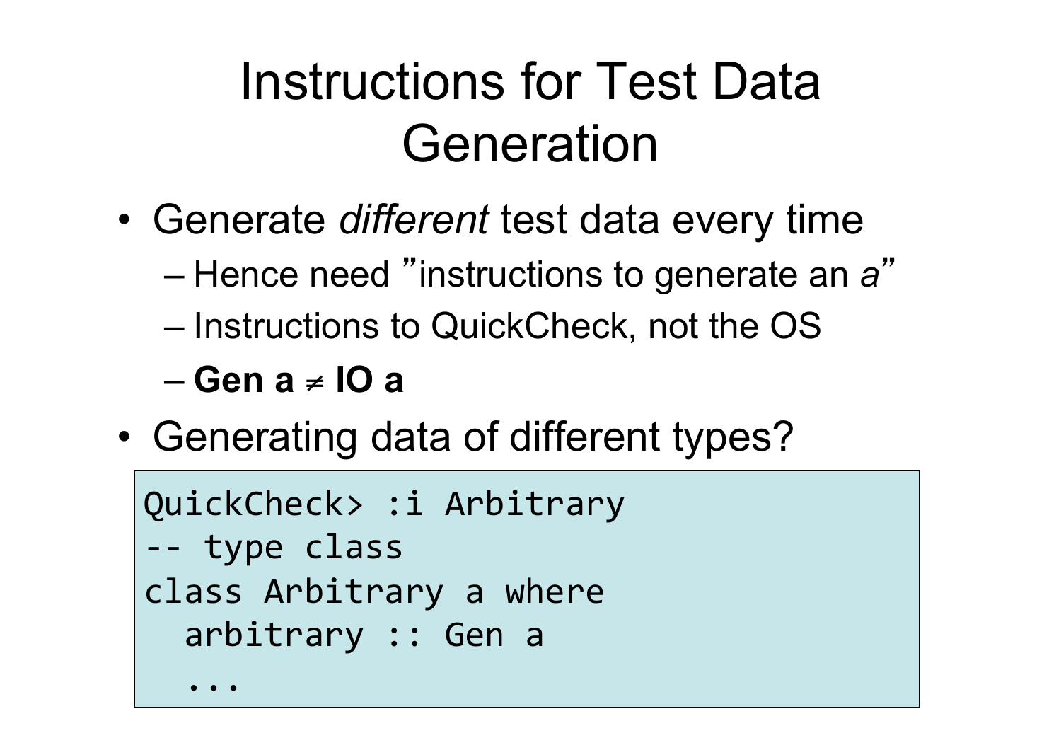# Instructions for Test Data Generation

- Generate *different* test data every time
  - Hence need "instructions to generate an *a*"
  - Instructions to QuickCheck, not the OS
  - **Gen a ≠ IO a**
- Generating data of different types?

```
QuickCheck> :i Arbitrary
-- type class
class Arbitrary a where
  arbitrary :: Gen a
  ...
```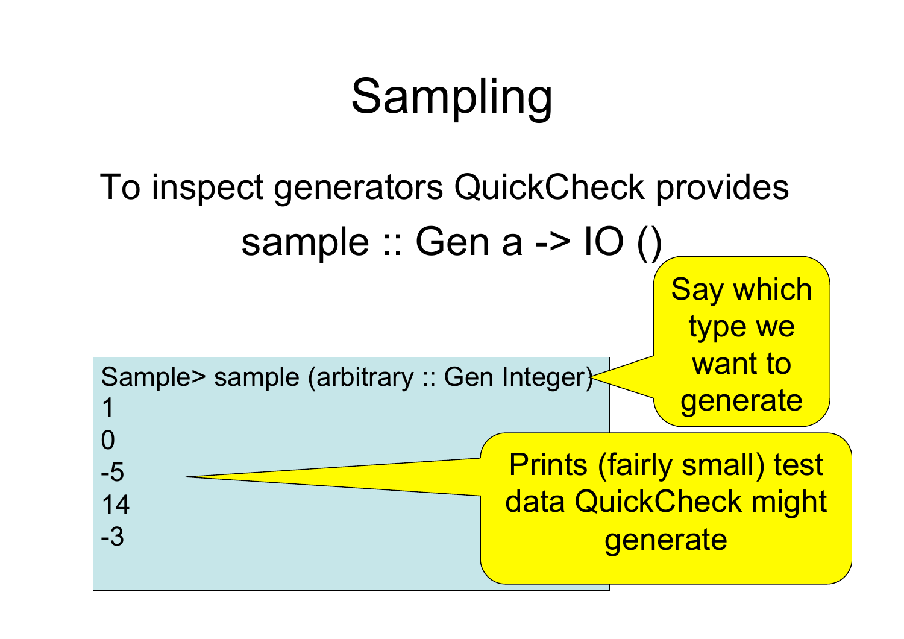# Sampling

To inspect generators QuickCheck provides

```
sample :: Gen a -> IO ()
```

```
Sample> sample (arbitrary :: Gen Integer)
1
0
-5
14
-3
```

Say which type we want to generate

Prints (fairly small) test data QuickCheck might generate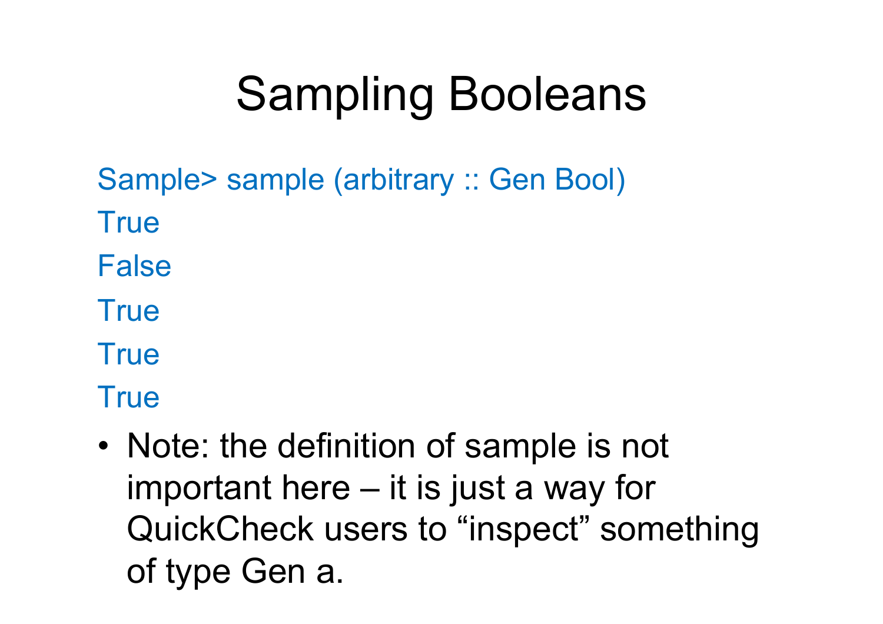# Sampling Booleans

```
Sample> sample (arbitrary :: Gen Bool)
True
False
True
True
True
```

- Note: the definition of sample is not important here – it is just a way for QuickCheck users to “inspect” something of type Gen a.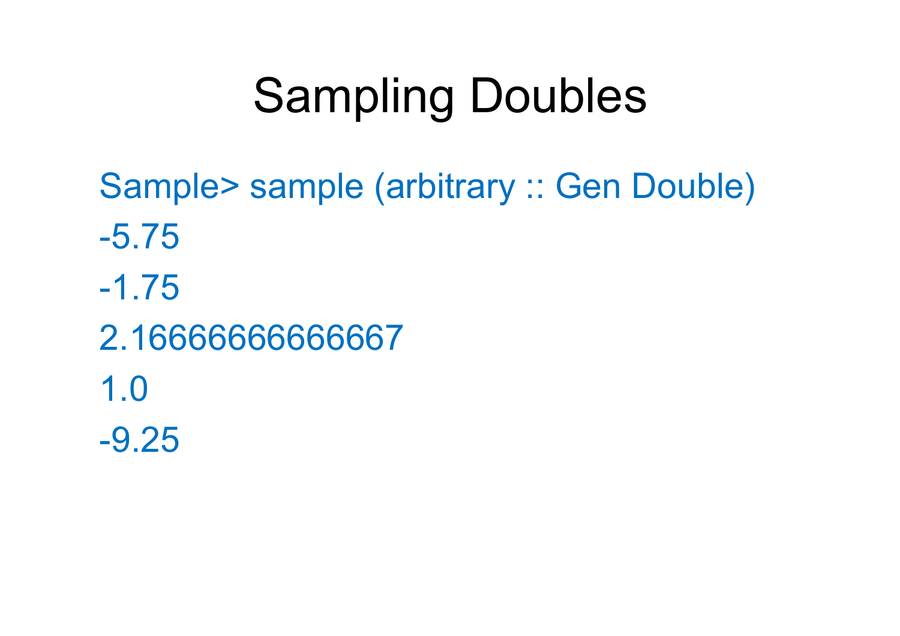# Sampling Doubles

```
Sample> sample (arbitrary :: Gen Double)
-5.75
-1.75
2.16666666666667
1.0
-9.25
```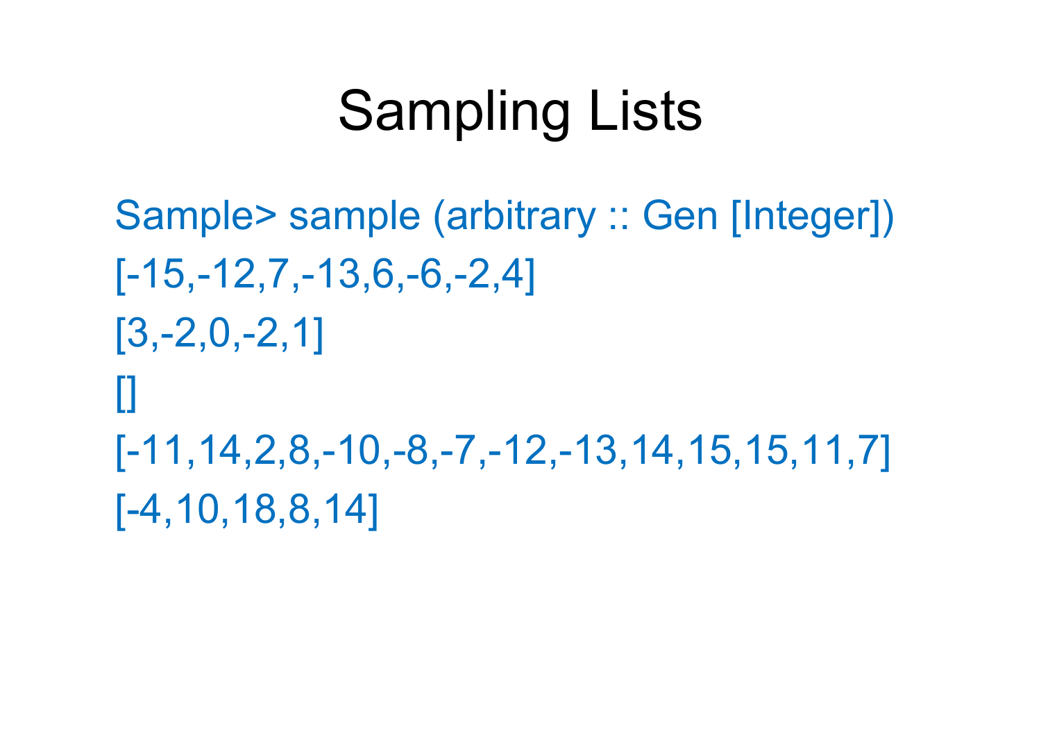# Sampling Lists

```
Sample> sample (arbitrary :: Gen [Integer])
[-15,-12,7,-13,6,-6,-2,4]
[3,-2,0,-2,1]
[]
[-11,14,2,8,-10,-8,-7,-12,-13,14,15,15,11,7]
[-4,10,18,8,14]
```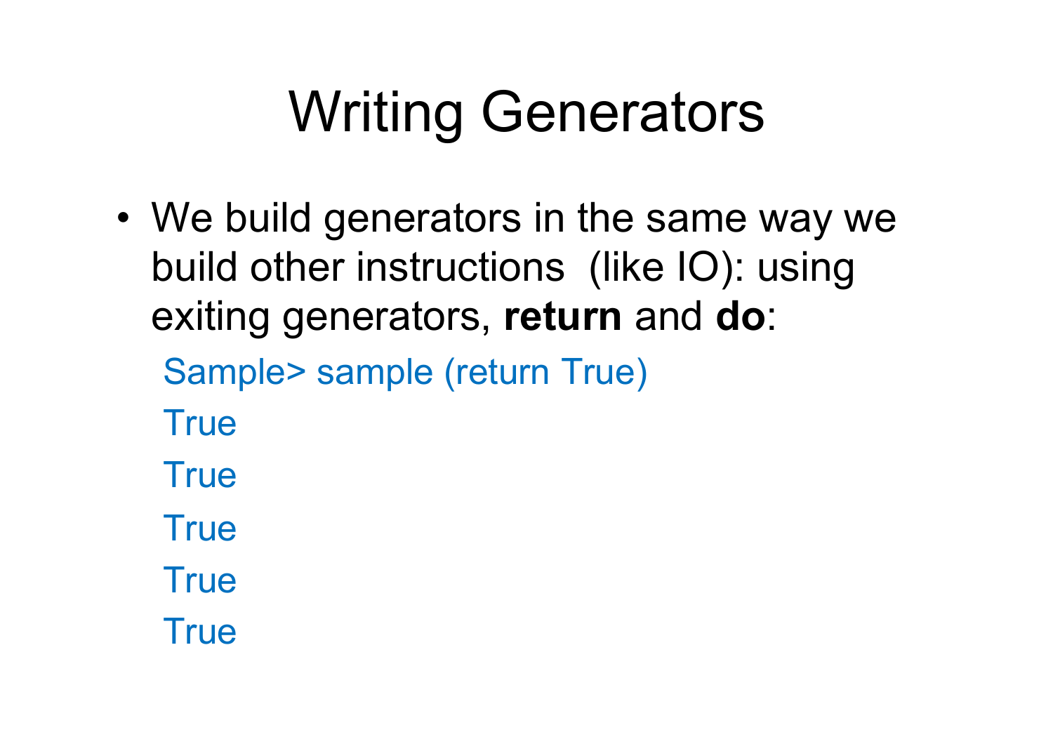# Writing Generators

- We build generators in the same way we build other instructions (like IO): using exiting generators, **return** and **do**:

```
Sample> sample (return True)
True
True
True
True
True
```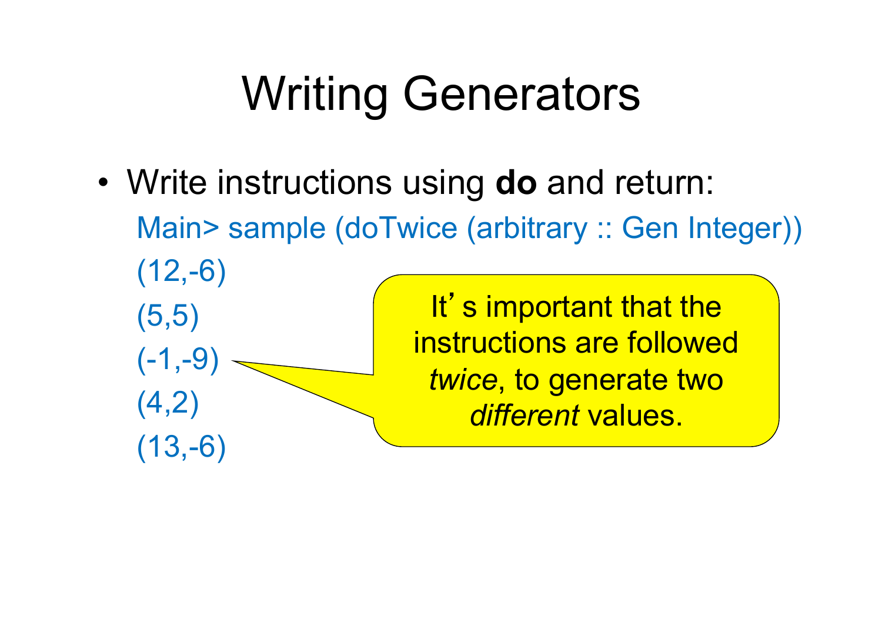# Writing Generators

- Write instructions using **do** and return:

```
Main> sample (doTwice (arbitrary :: Gen Integer))
(12,-6)
(5,5)
(-1,-9)
(4,2)
(13,-6)
```

It's important that the instructions are followed *twice*, to generate two *different* values.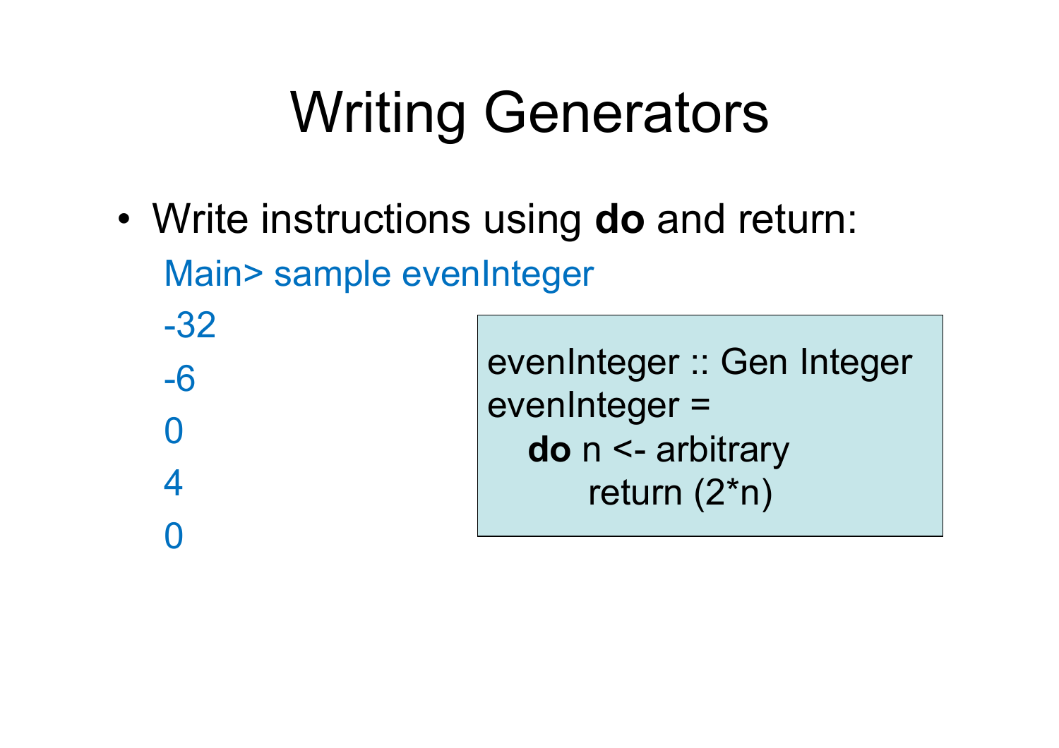# Writing Generators

- Write instructions using **do** and return:

```
Main> sample evenInteger
-32
-6
0
4
0
```

```
evenInteger :: Gen Integer
evenInteger =
  do n <- arbitrary
     return (2*n)
```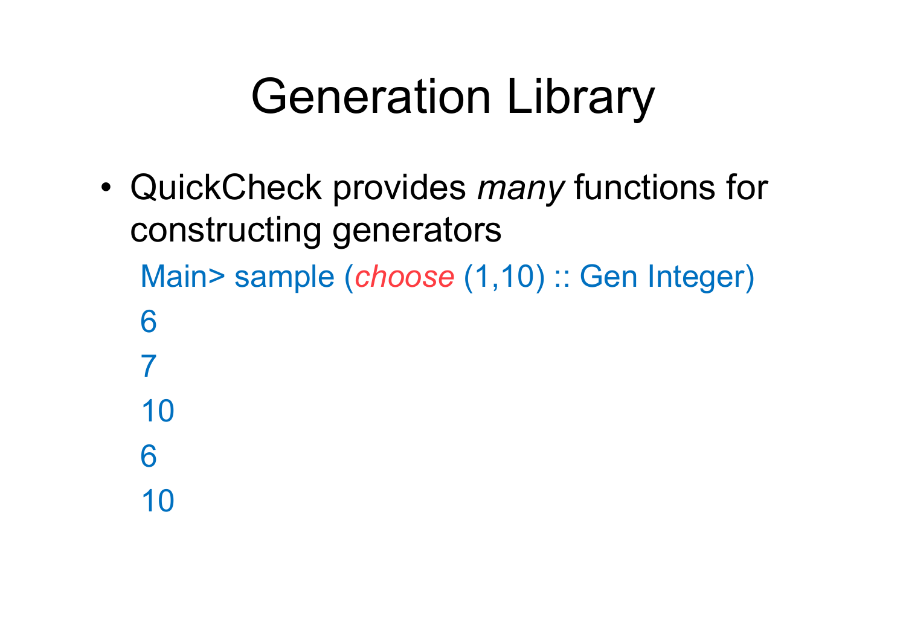# Generation Library

- QuickCheck provides *many* functions for constructing generators

```
Main> sample (choose (1,10) :: Gen Integer)
6
7
10
6
10
```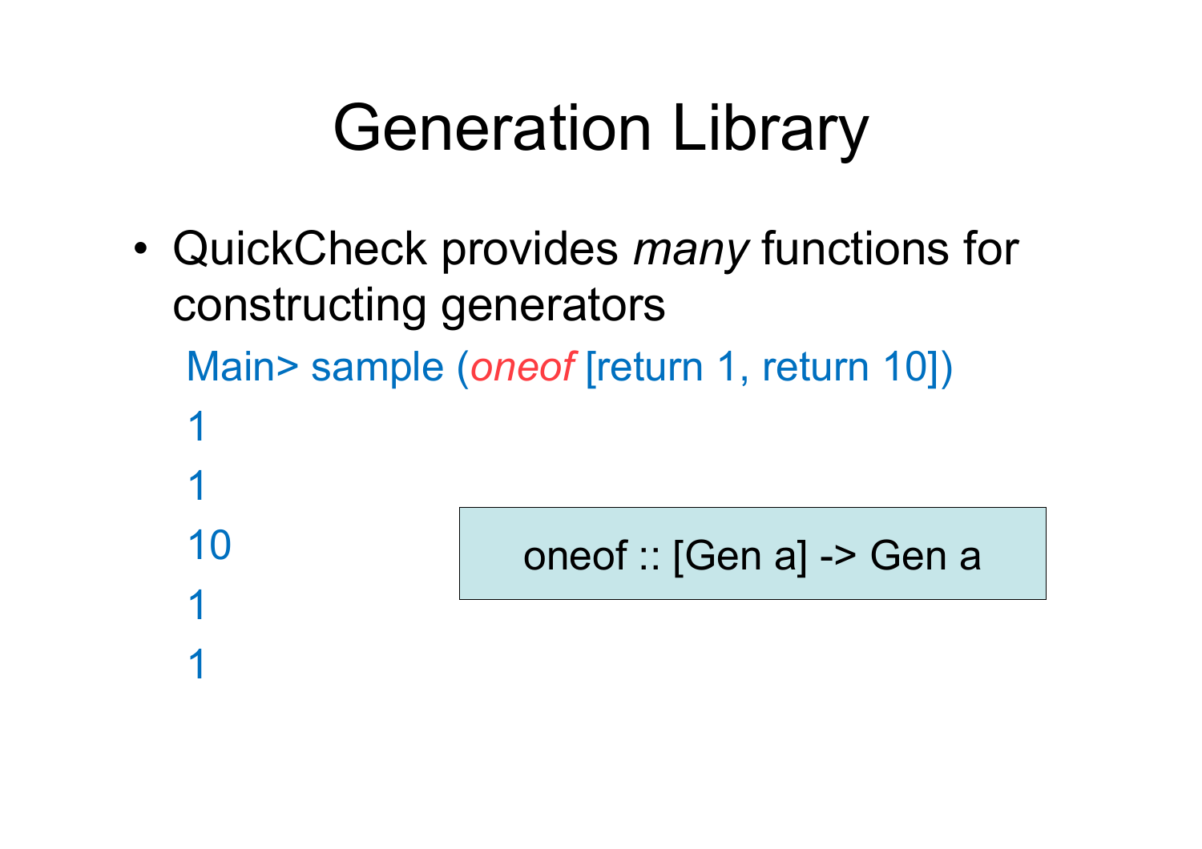# Generation Library

- QuickCheck provides *many* functions for constructing generators

```
Main> sample (oneof [return 1, return 10])
1
1
10
1
1
```

```
oneof :: [Gen a] -> Gen a
```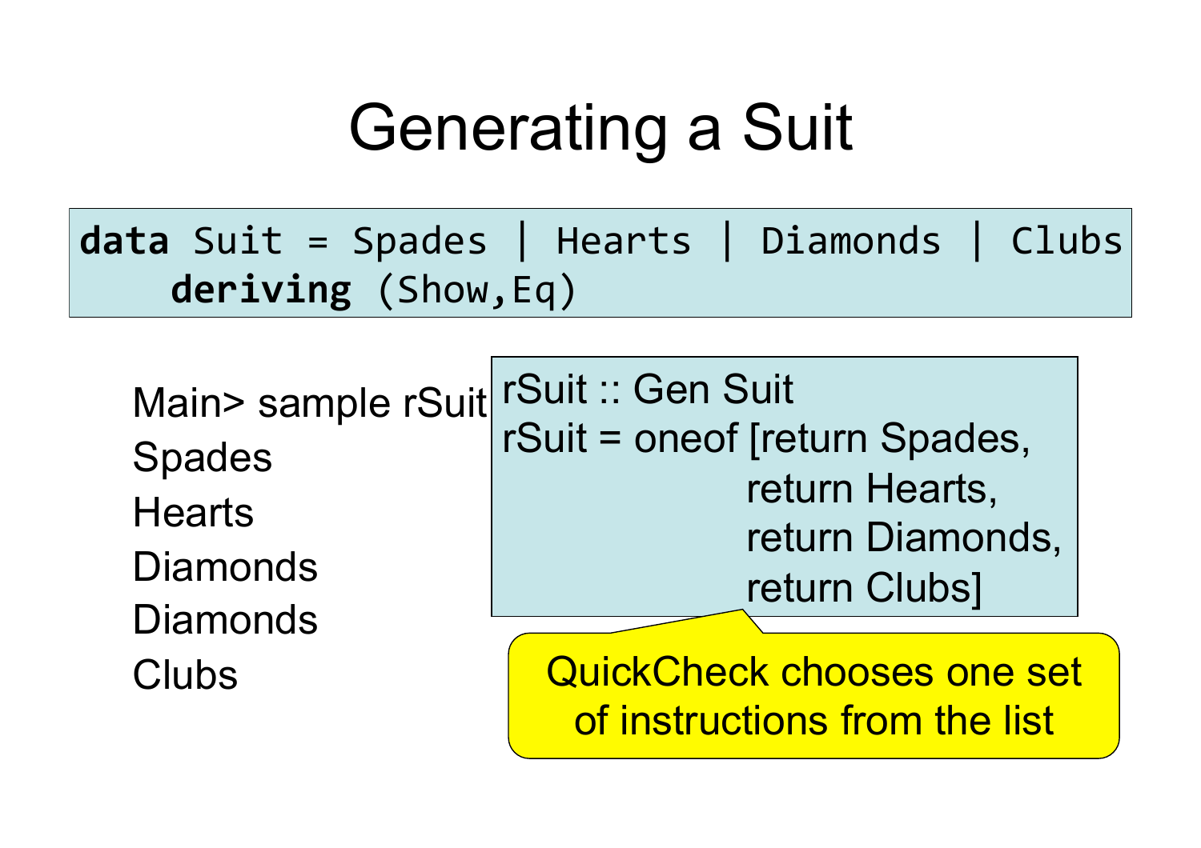# Generating a Suit

```haskell
data Suit = Spades | Hearts | Diamonds | Clubs
    deriving (Show,Eq)
```

```
Main> sample rSuit
Spades
Hearts
Diamonds
Diamonds
Clubs
```

```haskell
rSuit :: Gen Suit
rSuit = oneof [return Spades,
               return Hearts,
               return Diamonds,
               return Clubs]
```

QuickCheck chooses one set of instructions from the list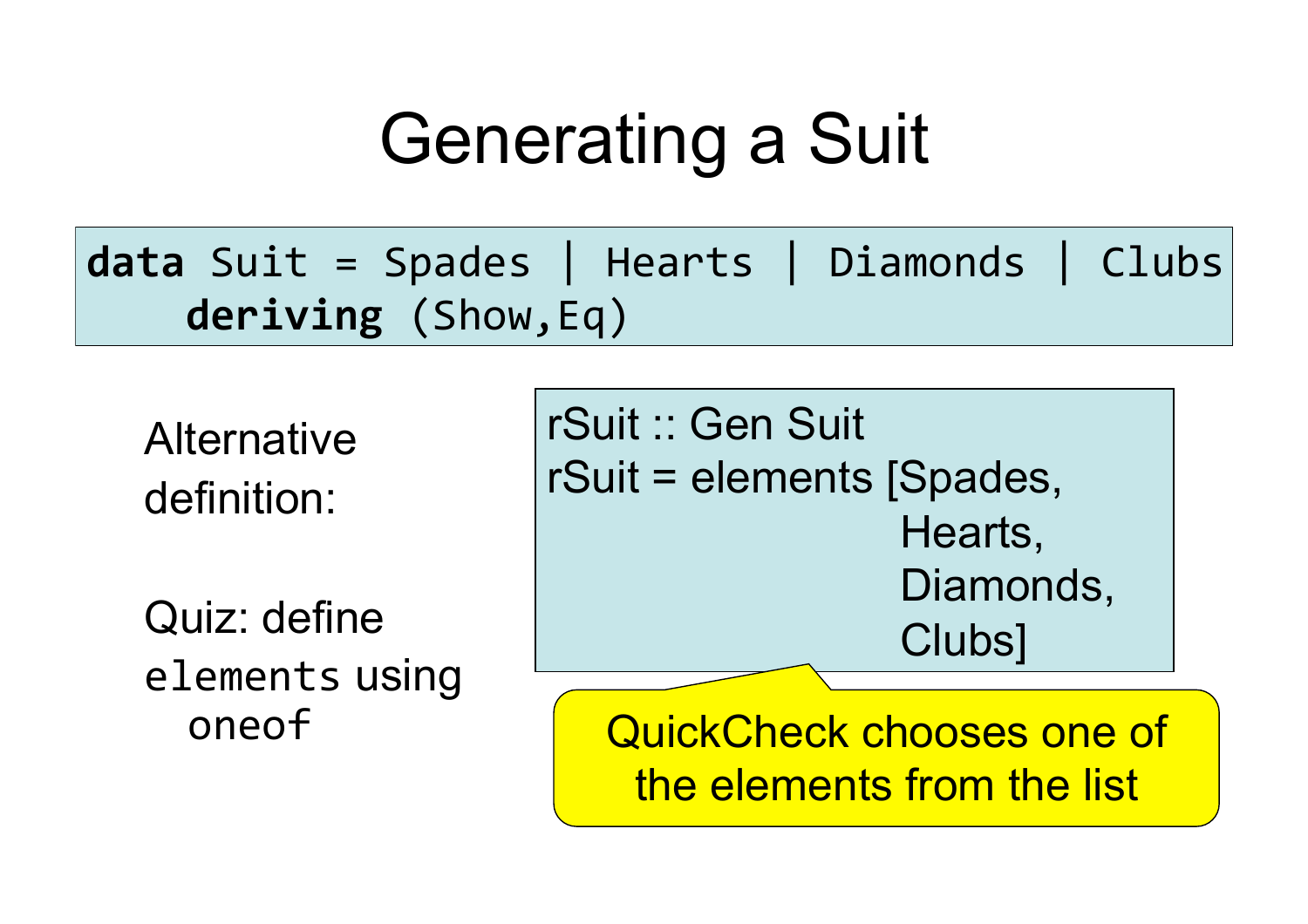# Generating a Suit

```
data Suit = Spades | Hearts | Diamonds | Clubs
    deriving (Show,Eq)
```

Alternative definition:

```
rSuit :: Gen Suit
rSuit = elements [Spades,
                  Hearts,
                  Diamonds,
                  Clubs]
```

QuickCheck chooses one of the elements from the list

Quiz: define `elements` using `oneof`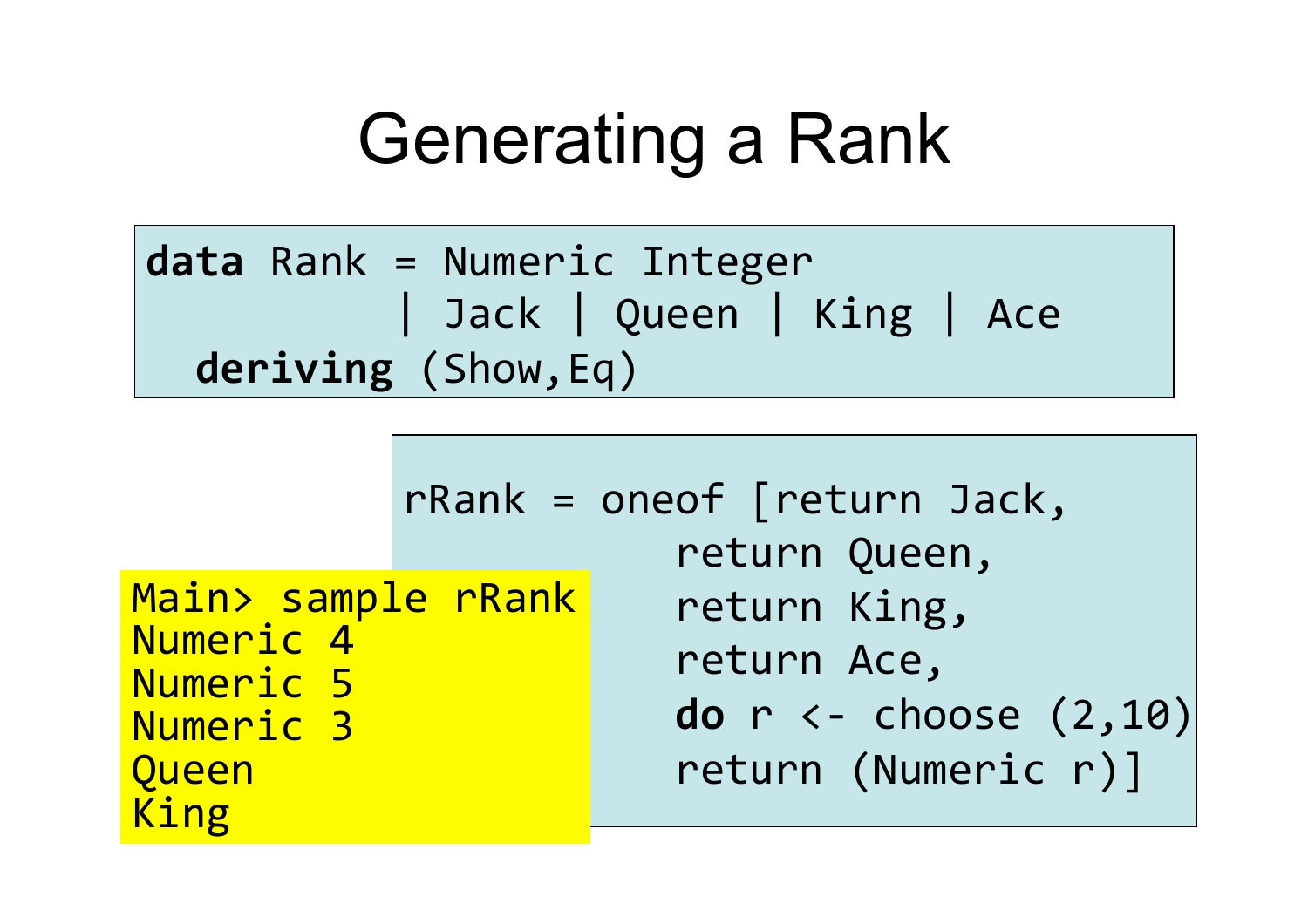# Generating a Rank

```haskell
data Rank = Numeric Integer
          | Jack | Queen | King | Ace
  deriving (Show,Eq)
```

```haskell
rRank = oneof [return Jack,
               return Queen,
               return King,
               return Ace,
               do r <- choose (2,10)
               return (Numeric r)]
```

```
Main> sample rRank
Numeric 4
Numeric 5
Numeric 3
Queen
King
```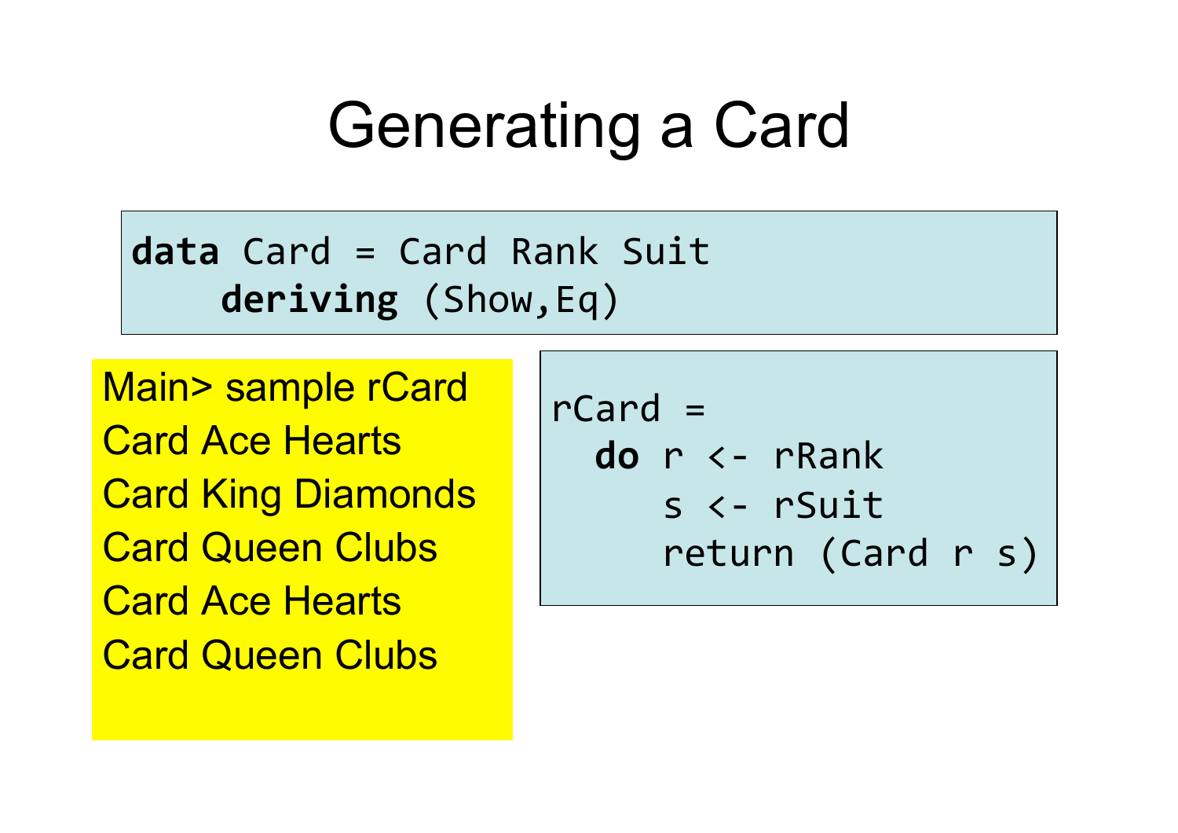# Generating a Card

```haskell
data Card = Card Rank Suit
    deriving (Show,Eq)
```

```
Main> sample rCard
Card Ace Hearts
Card King Diamonds
Card Queen Clubs
Card Ace Hearts
Card Queen Clubs
```

```haskell
rCard =
  do r <- rRank
     s <- rSuit
     return (Card r s)
```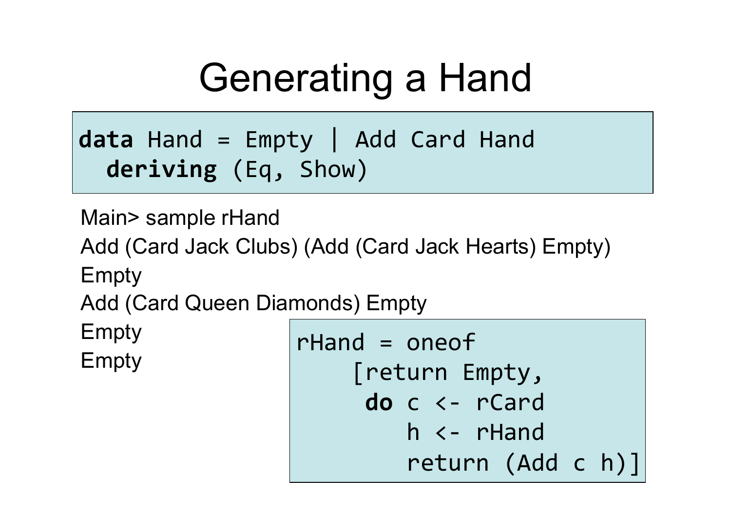# Generating a Hand

```haskell
data Hand = Empty | Add Card Hand
  deriving (Eq, Show)
```

```
Main> sample rHand
Add (Card Jack Clubs) (Add (Card Jack Hearts) Empty)
Empty
Add (Card Queen Diamonds) Empty
Empty
Empty
```

```haskell
rHand = oneof
    [return Empty,
     do c <- rCard
        h <- rHand
        return (Add c h)]
```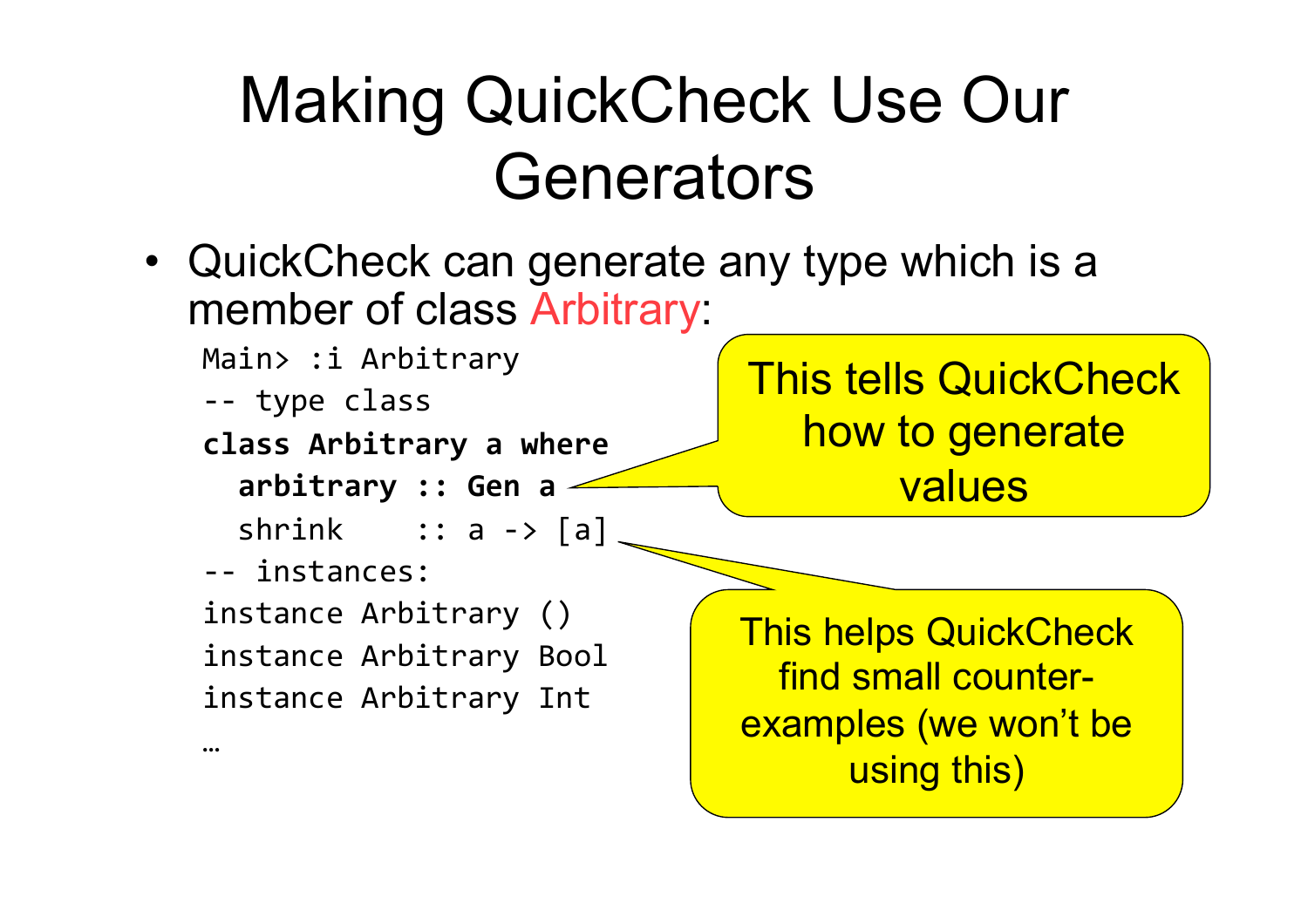# Making QuickCheck Use Our Generators

- QuickCheck can generate any type which is a member of class Arbitrary:

```
Main> :i Arbitrary
-- type class
class Arbitrary a where
  arbitrary :: Gen a
  shrink    :: a -> [a]
-- instances:
instance Arbitrary ()
instance Arbitrary Bool
instance Arbitrary Int
…
```

This tells QuickCheck how to generate values

This helps QuickCheck find small counter-examples (we won't be using this)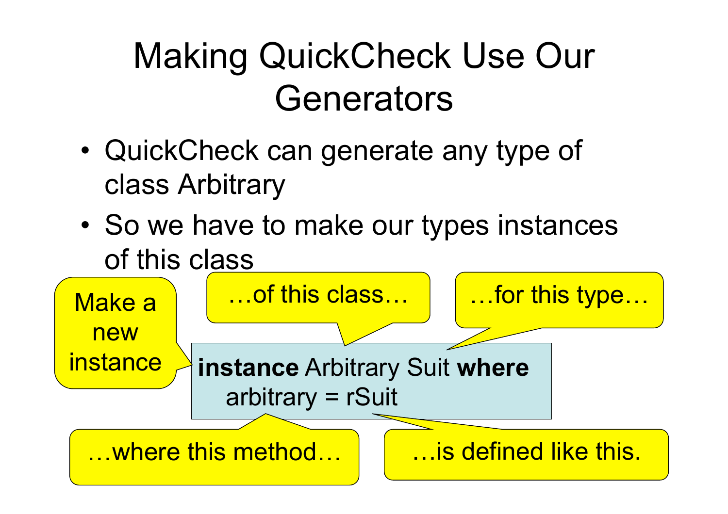# Making QuickCheck Use Our Generators

- QuickCheck can generate any type of class Arbitrary
- So we have to make our types instances of this class

```
instance Arbitrary Suit where
  arbitrary = rSuit
```

Make a new instance

…of this class…

…for this type…

…where this method…

…is defined like this.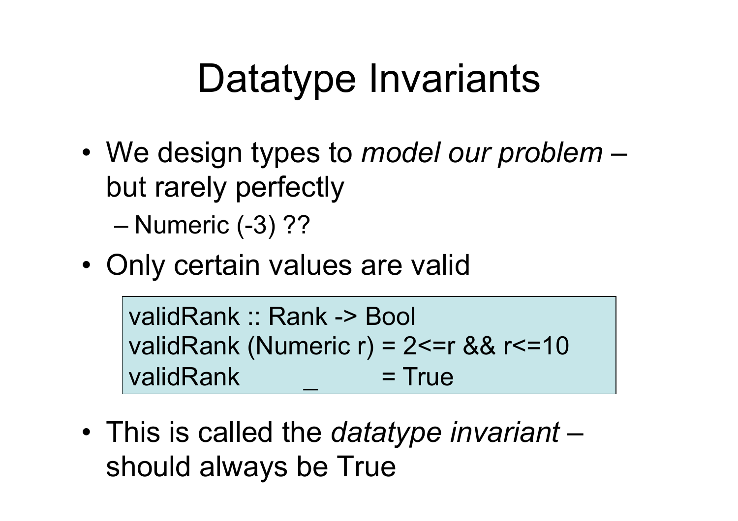# Datatype Invariants

- We design types to *model our problem* – but rarely perfectly
  - Numeric (-3) ??
- Only certain values are valid

```
validRank :: Rank -> Bool
validRank (Numeric r) = 2<=r && r<=10
validRank       _       = True
```

- This is called the *datatype invariant* – should always be True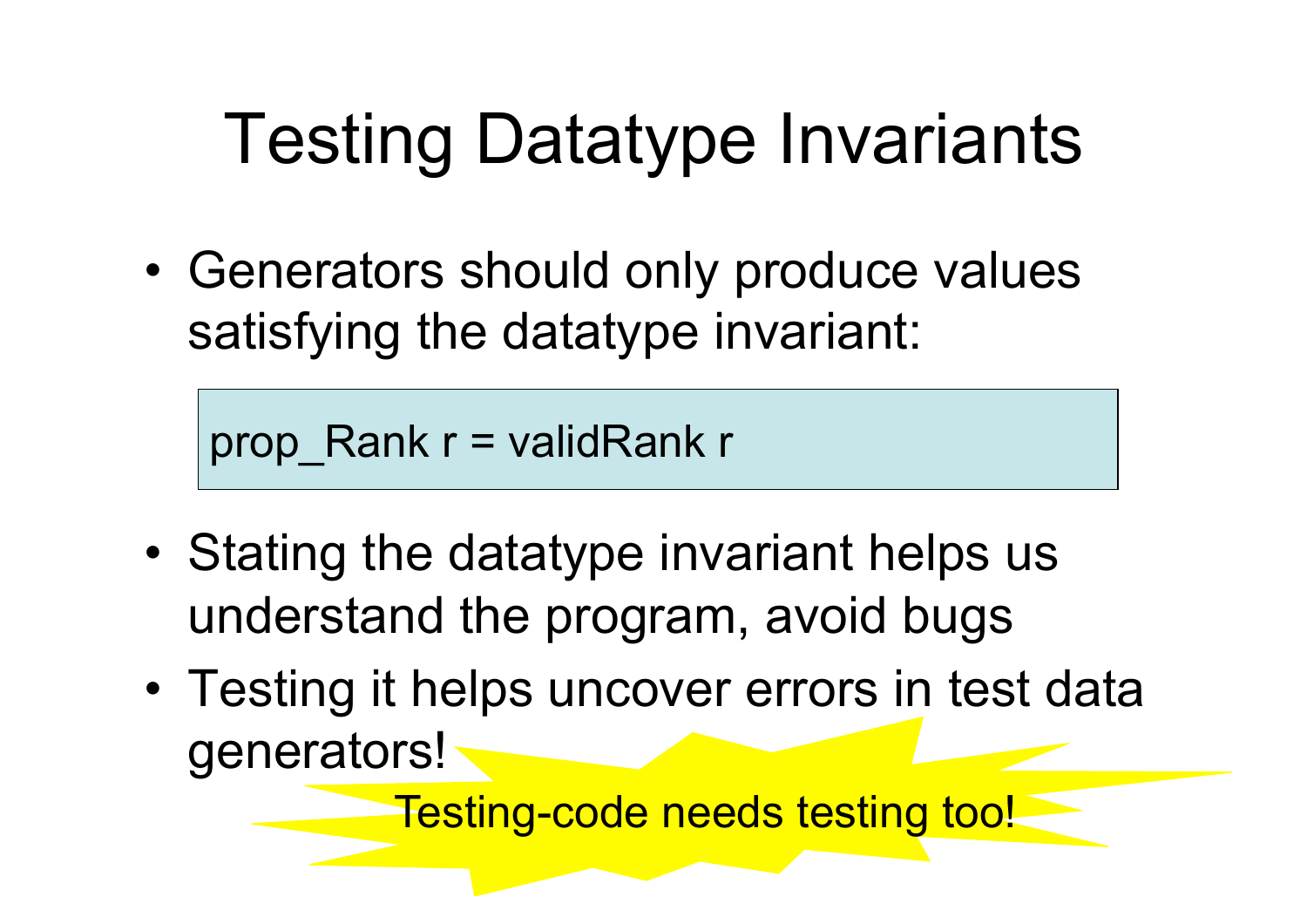# Testing Datatype Invariants

- Generators should only produce values satisfying the datatype invariant:

```
prop_Rank r = validRank r
```

- Stating the datatype invariant helps us understand the program, avoid bugs
- Testing it helps uncover errors in test data generators!

Testing-code needs testing too!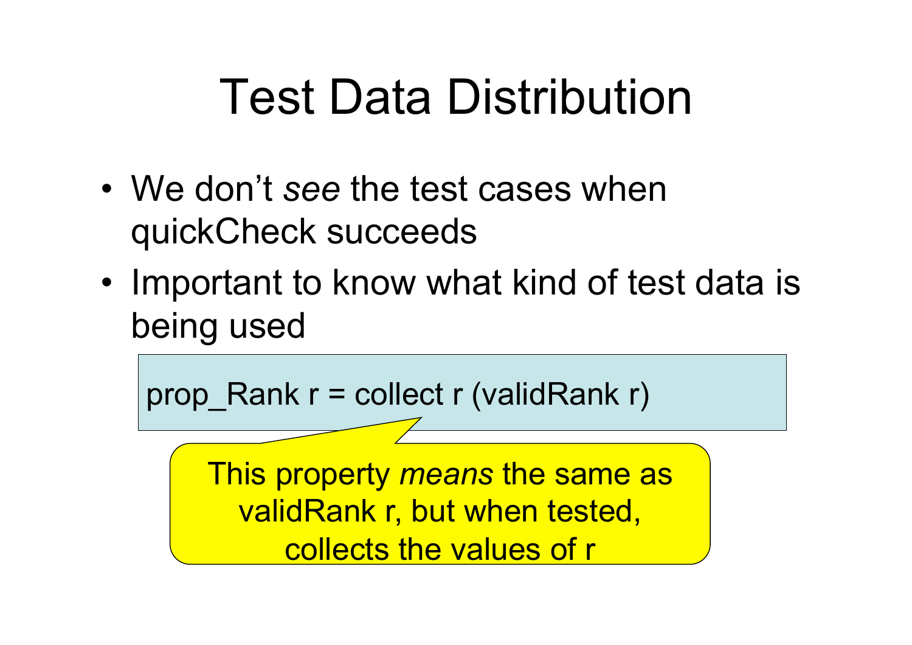# Test Data Distribution

- We don't *see* the test cases when quickCheck succeeds
- Important to know what kind of test data is being used

```
prop_Rank r = collect r (validRank r)
```

This property *means* the same as validRank r, but when tested, collects the values of r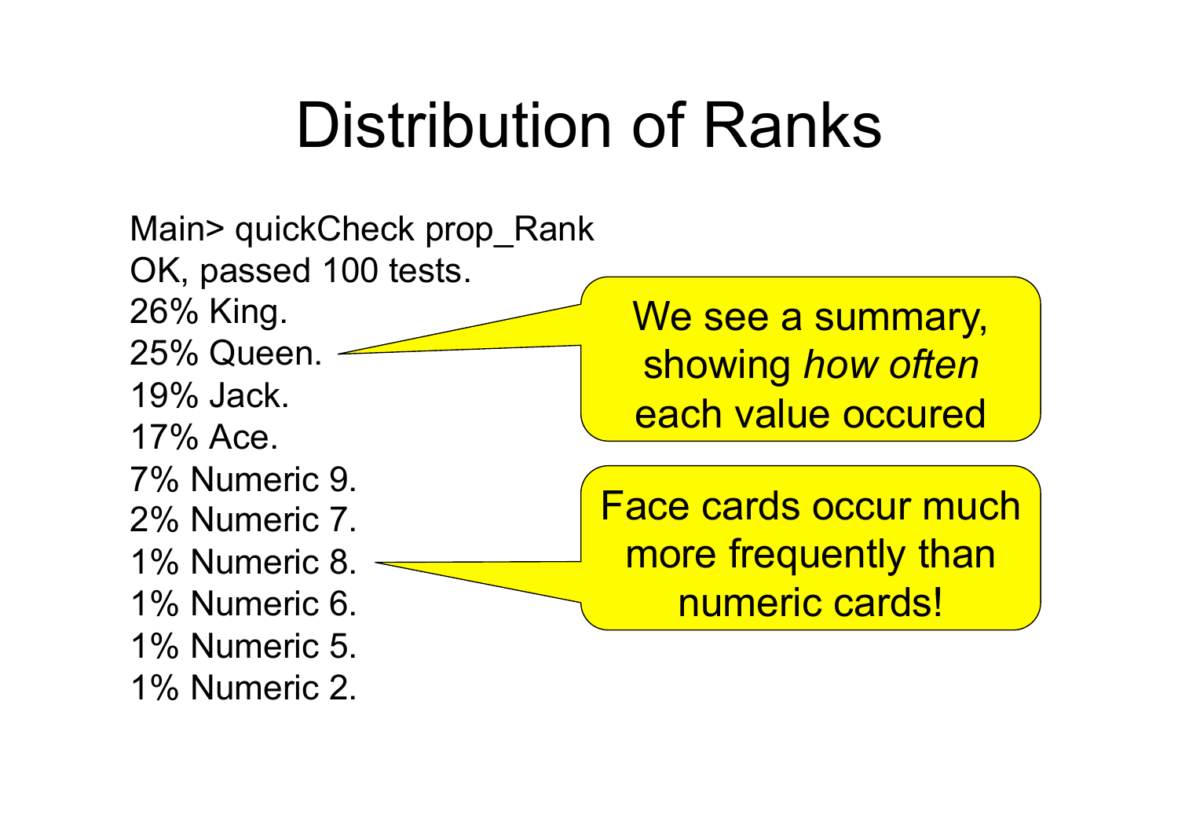# Distribution of Ranks

```
Main> quickCheck prop_Rank
OK, passed 100 tests.
26% King.
25% Queen.
19% Jack.
17% Ace.
7% Numeric 9.
2% Numeric 7.
1% Numeric 8.
1% Numeric 6.
1% Numeric 5.
1% Numeric 2.
```

We see a summary, showing *how often* each value occured

Face cards occur much more frequently than numeric cards!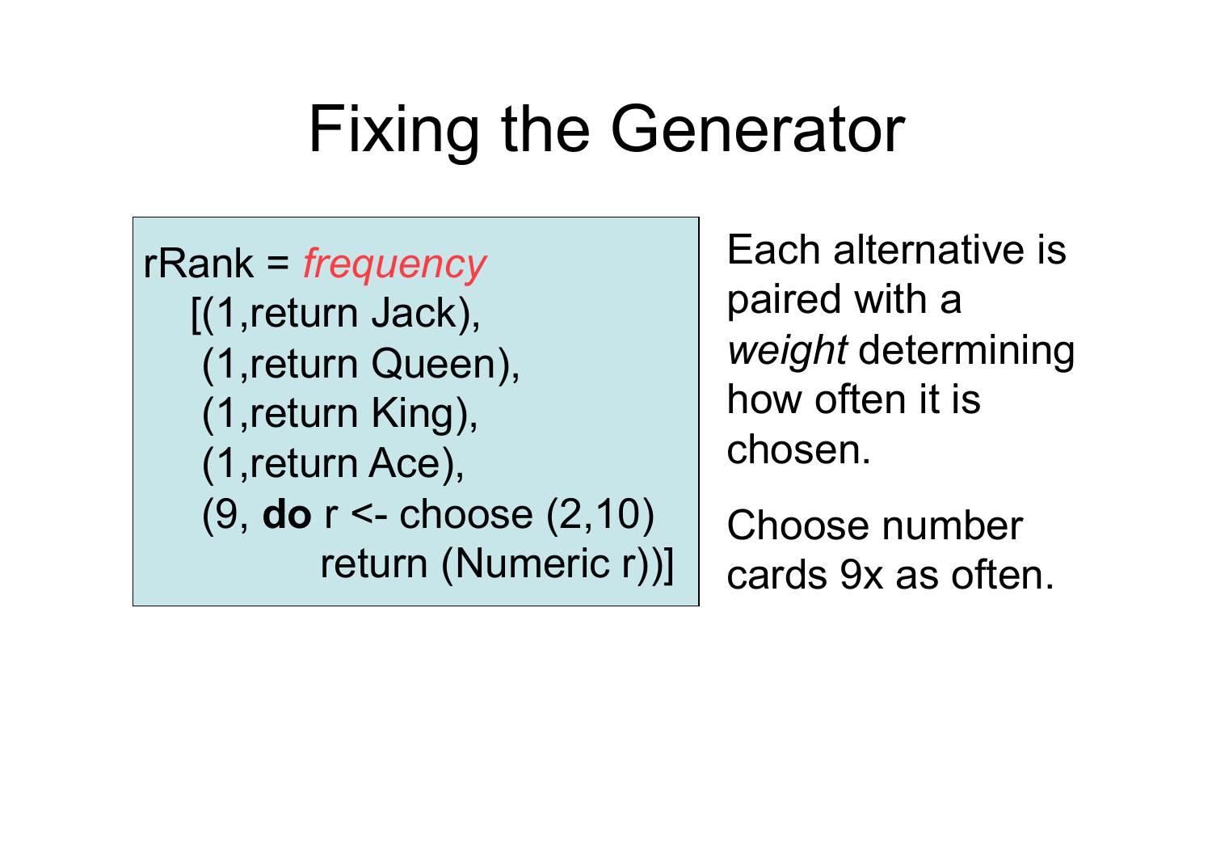# Fixing the Generator

```
rRank = frequency
   [(1,return Jack),
    (1,return Queen),
    (1,return King),
    (1,return Ace),
    (9, do r <- choose (2,10)
           return (Numeric r))]
```

Each alternative is paired with a *weight* determining how often it is chosen.

Choose number cards 9x as often.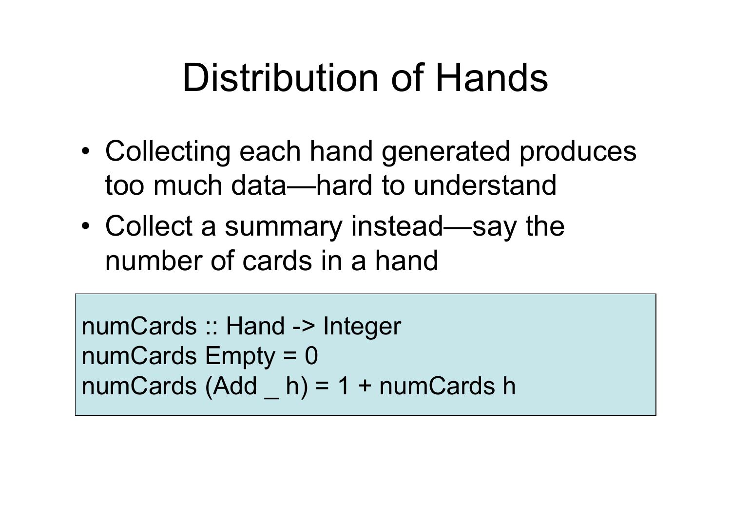# Distribution of Hands

- Collecting each hand generated produces too much data—hard to understand
- Collect a summary instead—say the number of cards in a hand

```
numCards :: Hand -> Integer
numCards Empty = 0
numCards (Add _ h) = 1 + numCards h
```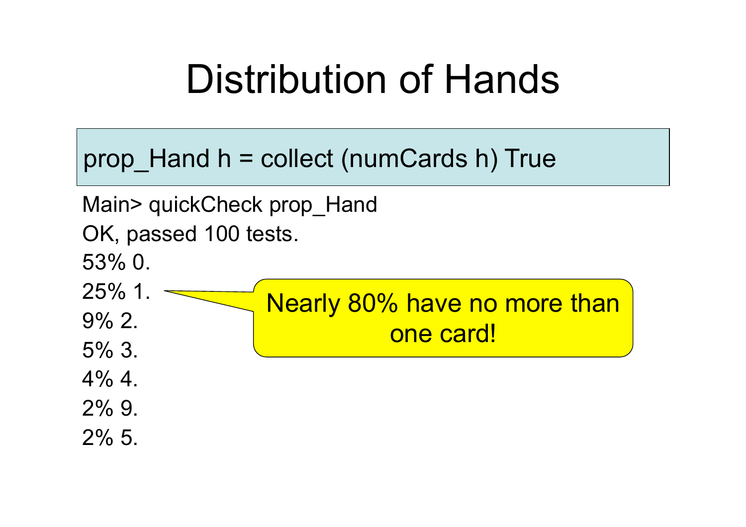# Distribution of Hands

```
prop_Hand h = collect (numCards h) True
```

```
Main> quickCheck prop_Hand
OK, passed 100 tests.
53% 0.
25% 1.
9% 2.
5% 3.
4% 4.
2% 9.
2% 5.
```

Nearly 80% have no more than one card!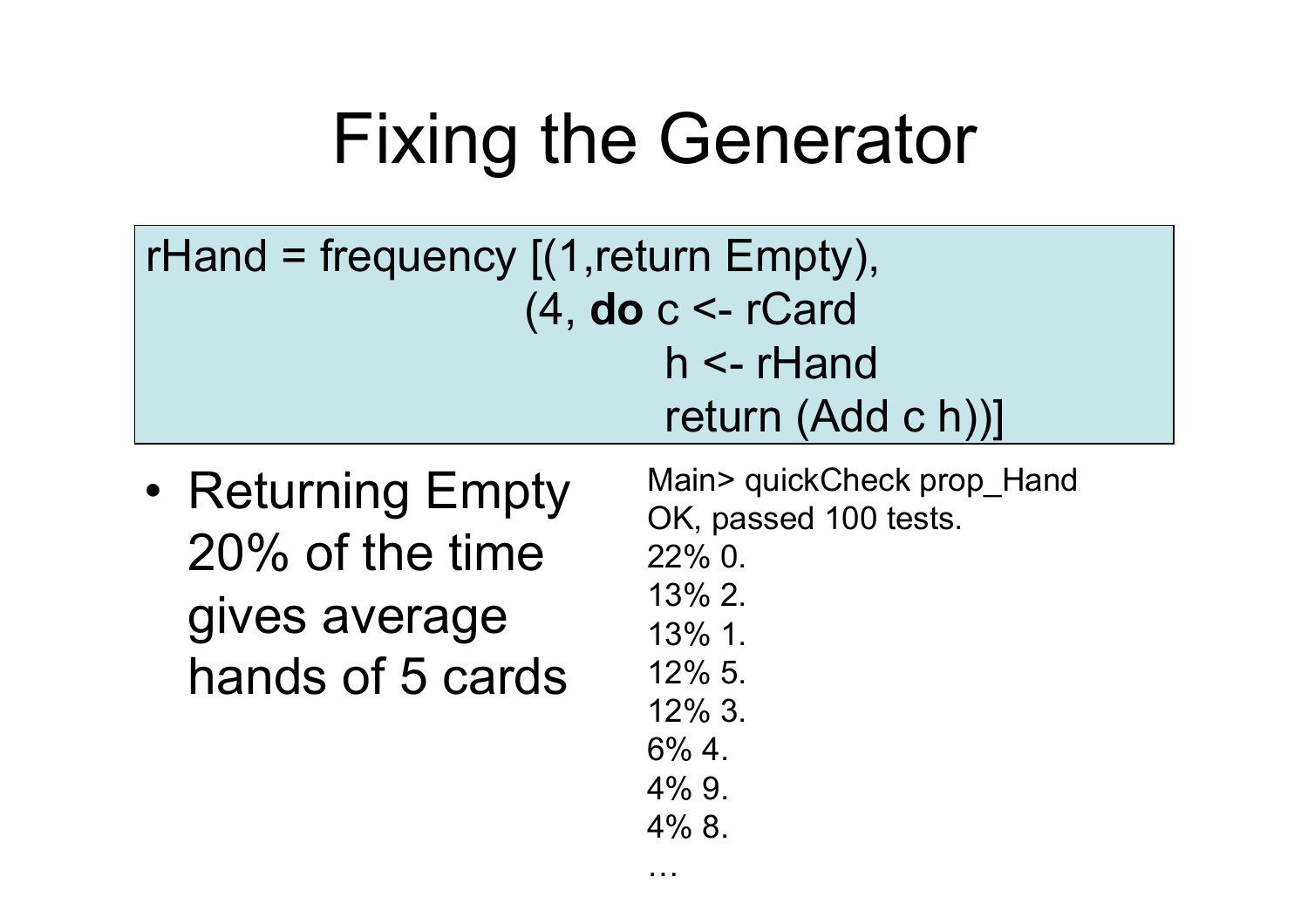# Fixing the Generator

```
rHand = frequency [(1,return Empty),
                   (4, do c <- rCard
                          h <- rHand
                          return (Add c h))]
```

- Returning Empty 20% of the time gives average hands of 5 cards

```
Main> quickCheck prop_Hand
OK, passed 100 tests.
22% 0.
13% 2.
13% 1.
12% 5.
12% 3.
6% 4.
4% 9.
4% 8.
…
```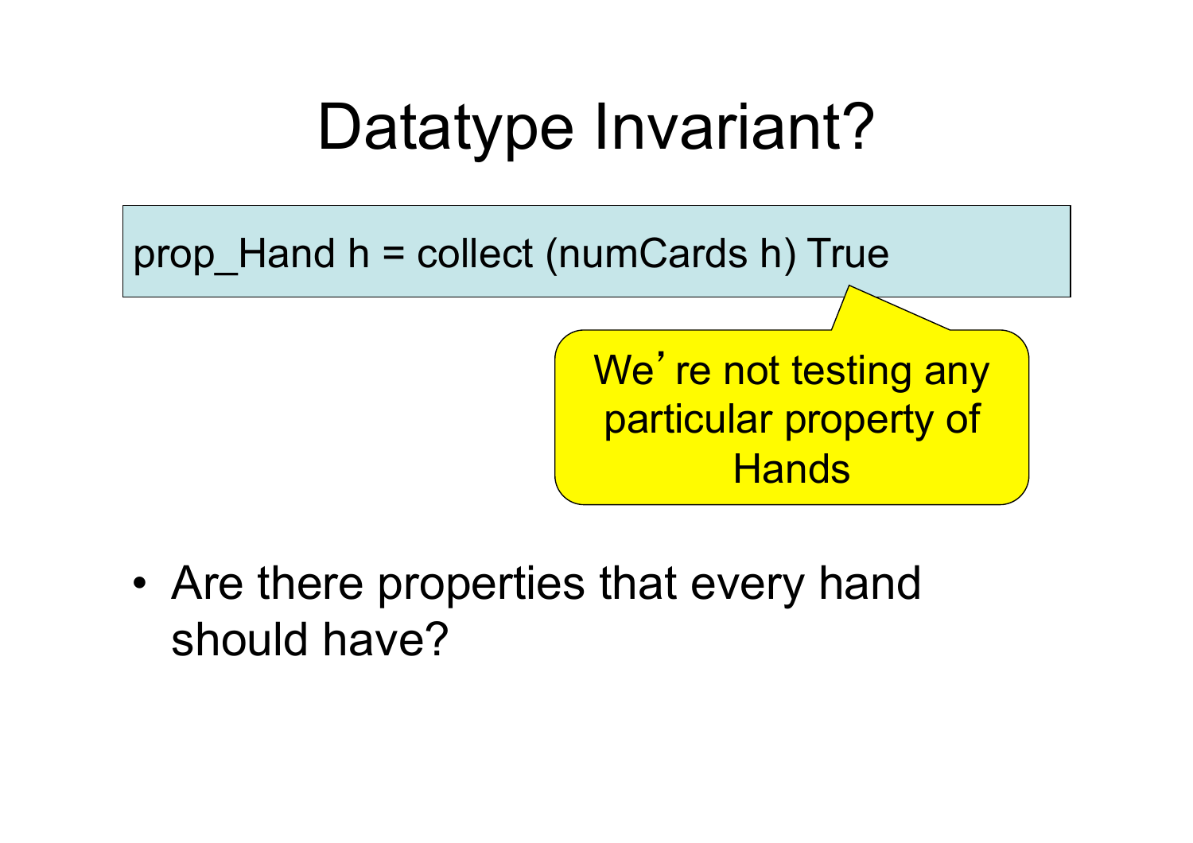# Datatype Invariant?

```
prop_Hand h = collect (numCards h) True
```

We're not testing any particular property of Hands

- Are there properties that every hand should have?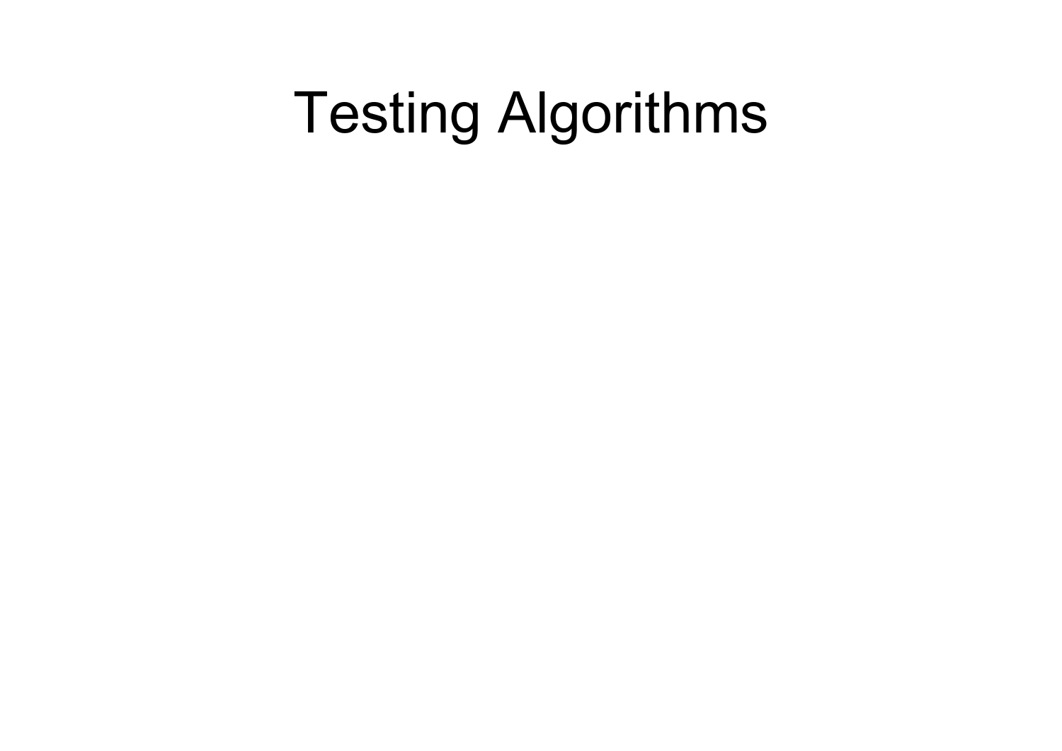# Testing Algorithms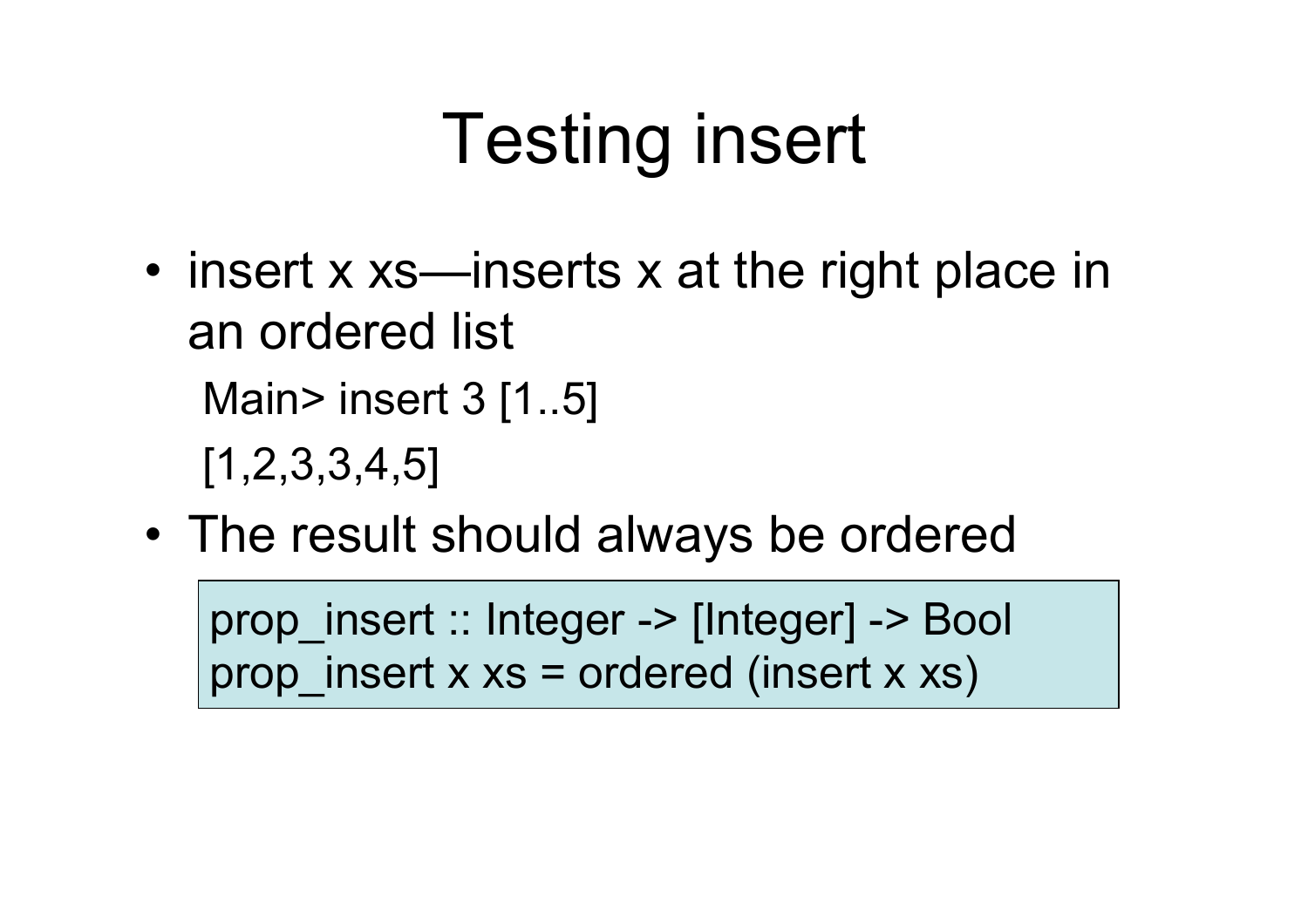# Testing insert

- insert x xs—inserts x at the right place in an ordered list

```
Main> insert 3 [1..5]
[1,2,3,3,4,5]
```

- The result should always be ordered

```
prop_insert :: Integer -> [Integer] -> Bool
prop_insert x xs = ordered (insert x xs)
```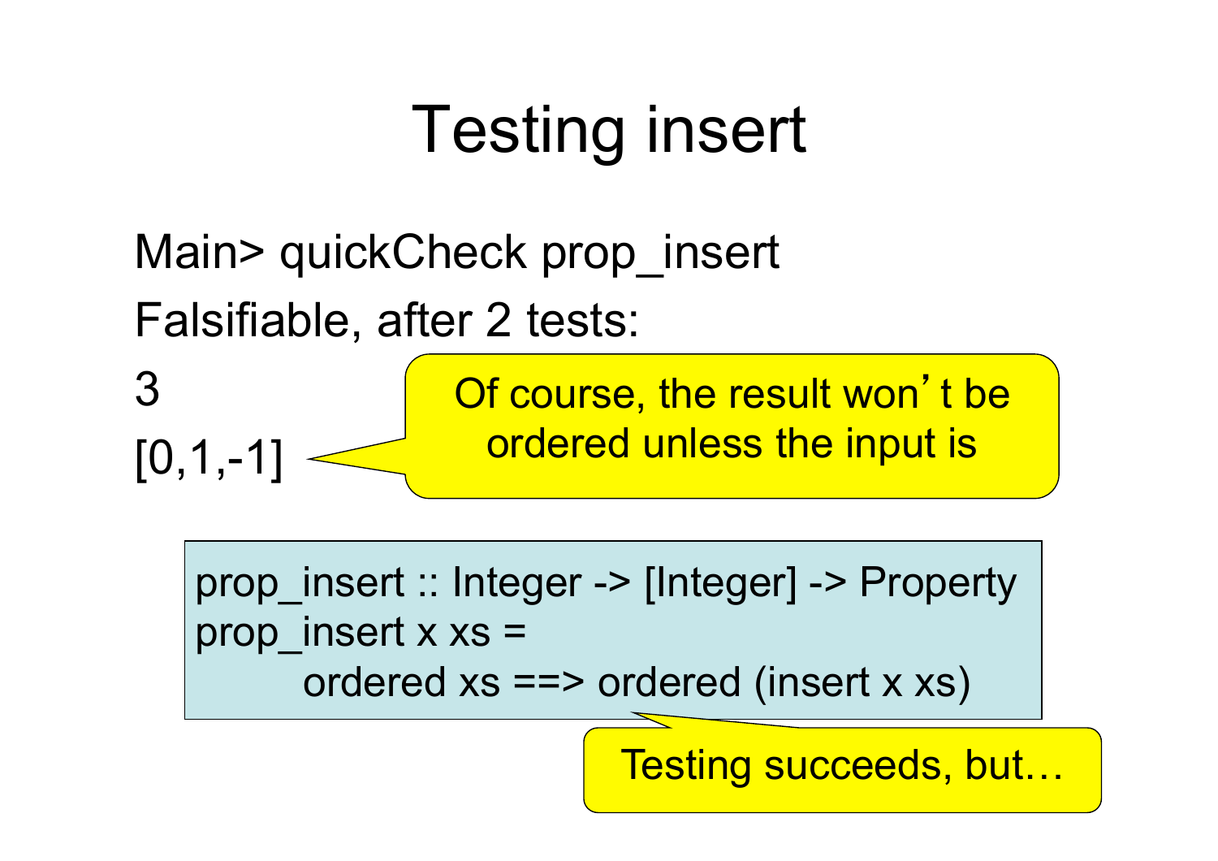# Testing insert

```
Main> quickCheck prop_insert
Falsifiable, after 2 tests:
3
[0,1,-1]
```

Of course, the result won't be ordered unless the input is

```
prop_insert :: Integer -> [Integer] -> Property
prop_insert x xs =
      ordered xs ==> ordered (insert x xs)
```

Testing succeeds, but…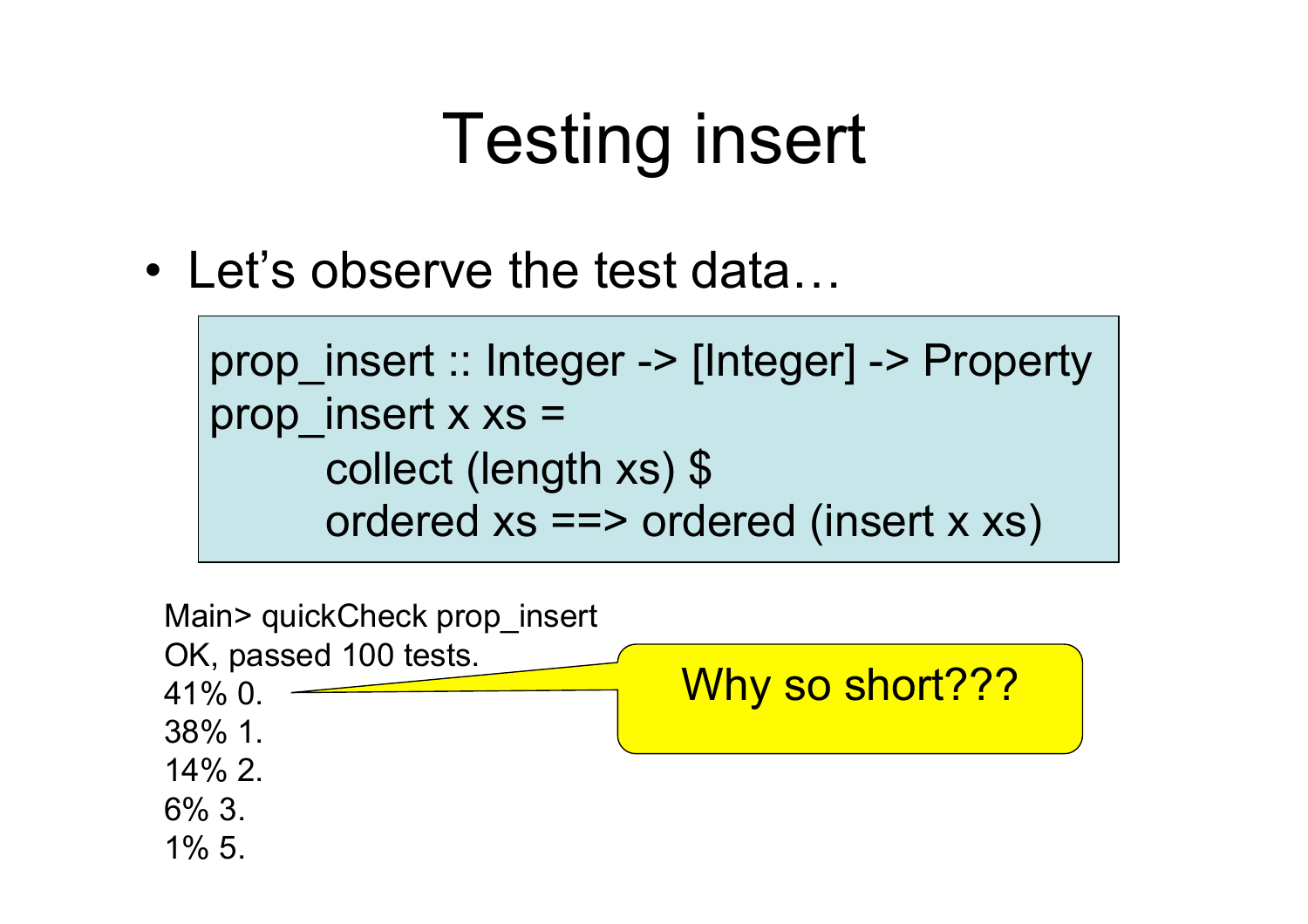# Testing insert

- Let's observe the test data…

```
prop_insert :: Integer -> [Integer] -> Property
prop_insert x xs =
        collect (length xs) $
        ordered xs ==> ordered (insert x xs)
```

```
Main> quickCheck prop_insert
OK, passed 100 tests.
41% 0.
38% 1.
14% 2.
6% 3.
1% 5.
```

Why so short???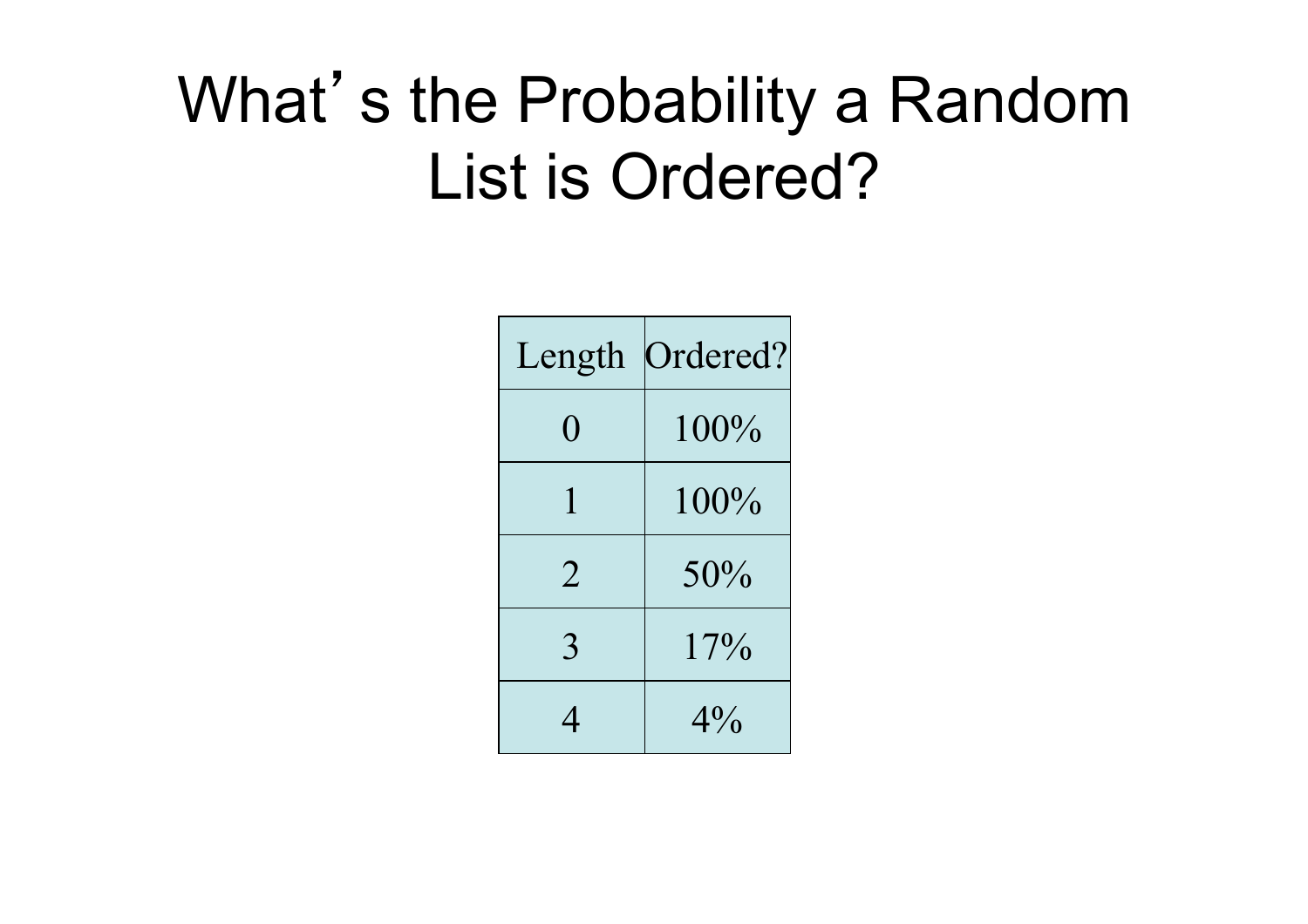# What's the Probability a Random List is Ordered?

| Length | Ordered? |
|---|---|
| 0 | 100% |
| 1 | 100% |
| 2 | 50% |
| 3 | 17% |
| 4 | 4% |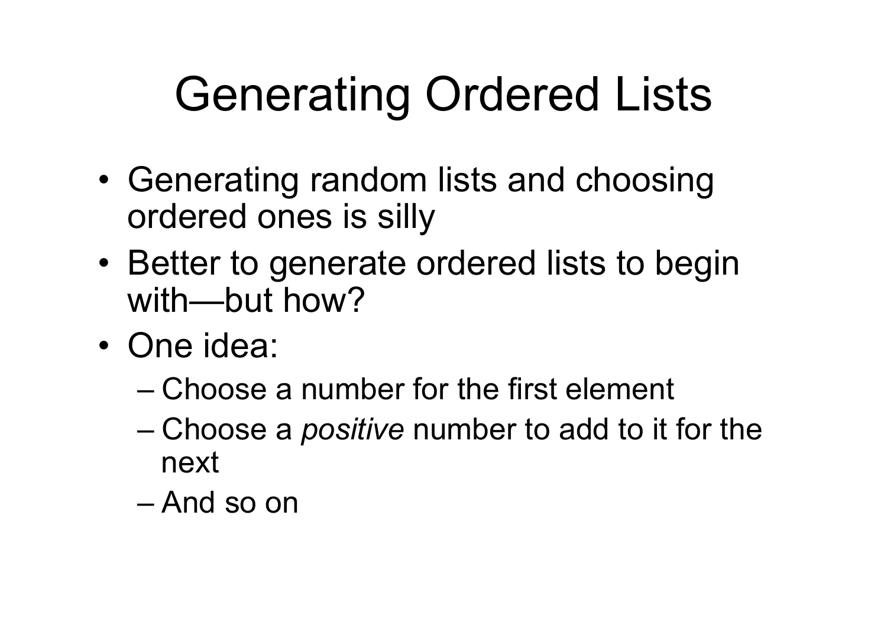# Generating Ordered Lists

- Generating random lists and choosing ordered ones is silly
- Better to generate ordered lists to begin with—but how?
- One idea:
  - Choose a number for the first element
  - Choose a *positive* number to add to it for the next
  - And so on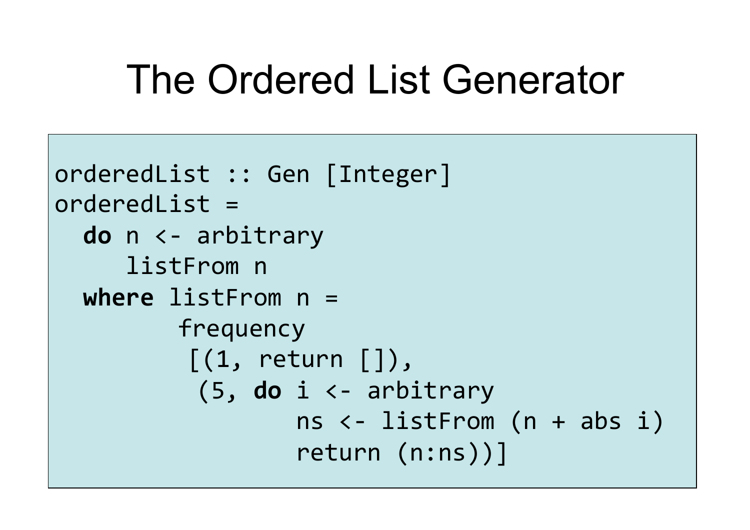# The Ordered List Generator

```
orderedList :: Gen [Integer]
orderedList =
  do n <- arbitrary
     listFrom n
  where listFrom n =
          frequency
           [(1, return []),
            (5, do i <- arbitrary
                   ns <- listFrom (n + abs i)
                   return (n:ns))]
```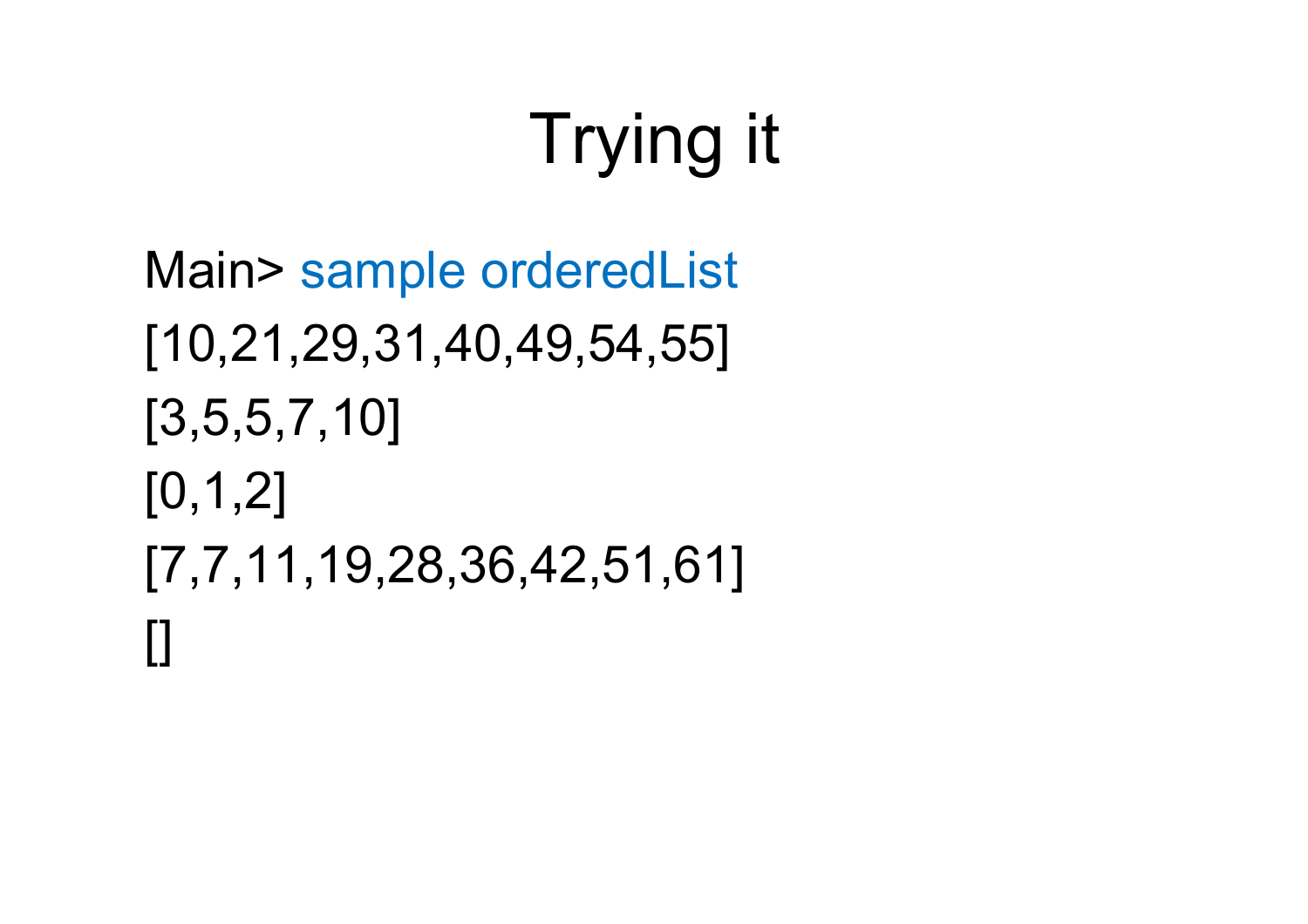# Trying it

```
Main> sample orderedList
[10,21,29,31,40,49,54,55]
[3,5,5,7,10]
[0,1,2]
[7,7,11,19,28,36,42,51,61]
[]
```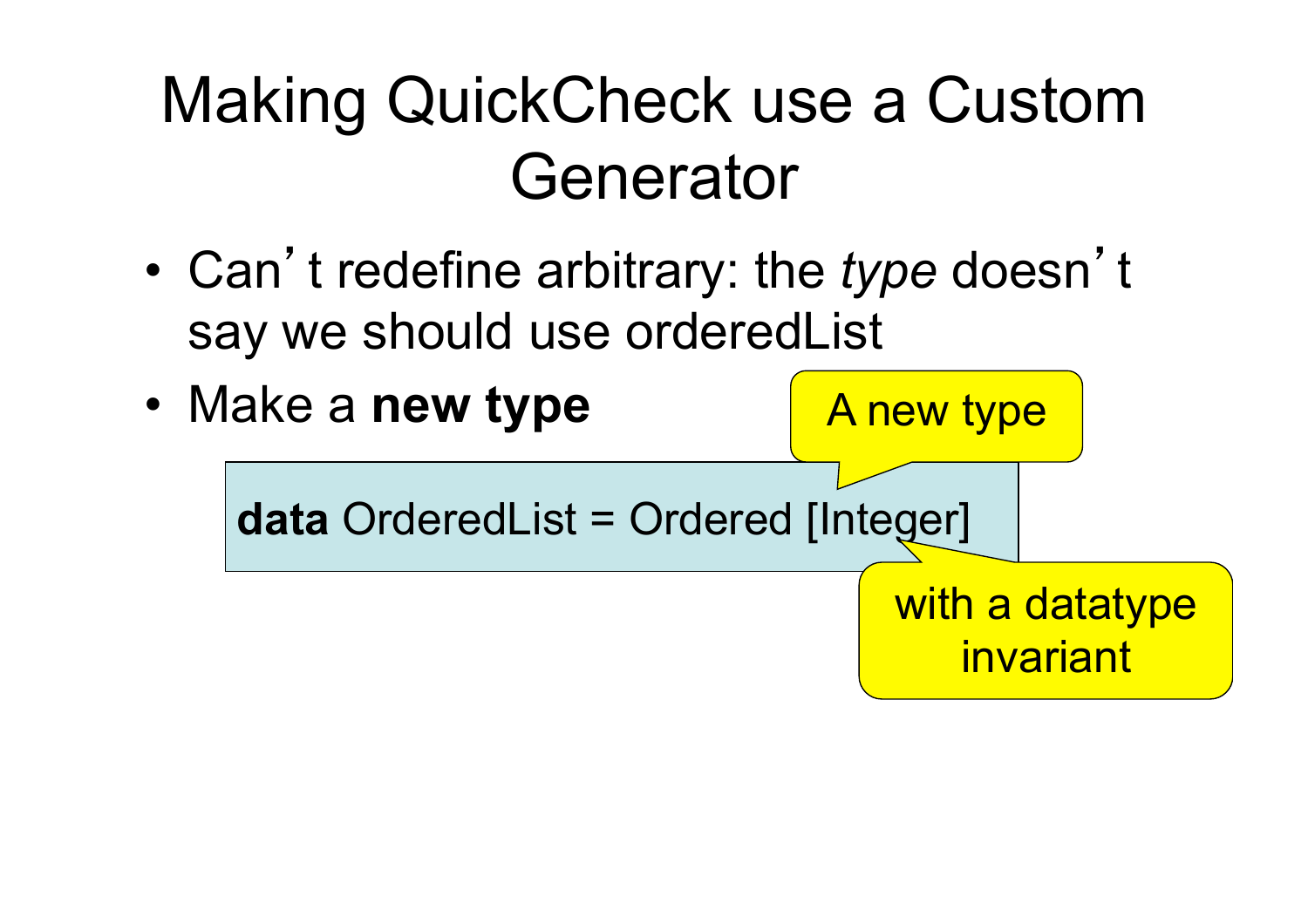# Making QuickCheck use a Custom Generator

- Can't redefine arbitrary: the *type* doesn't say we should use orderedList
- Make a **new type**

A new type

```
data OrderedList = Ordered [Integer]
```

with a datatype invariant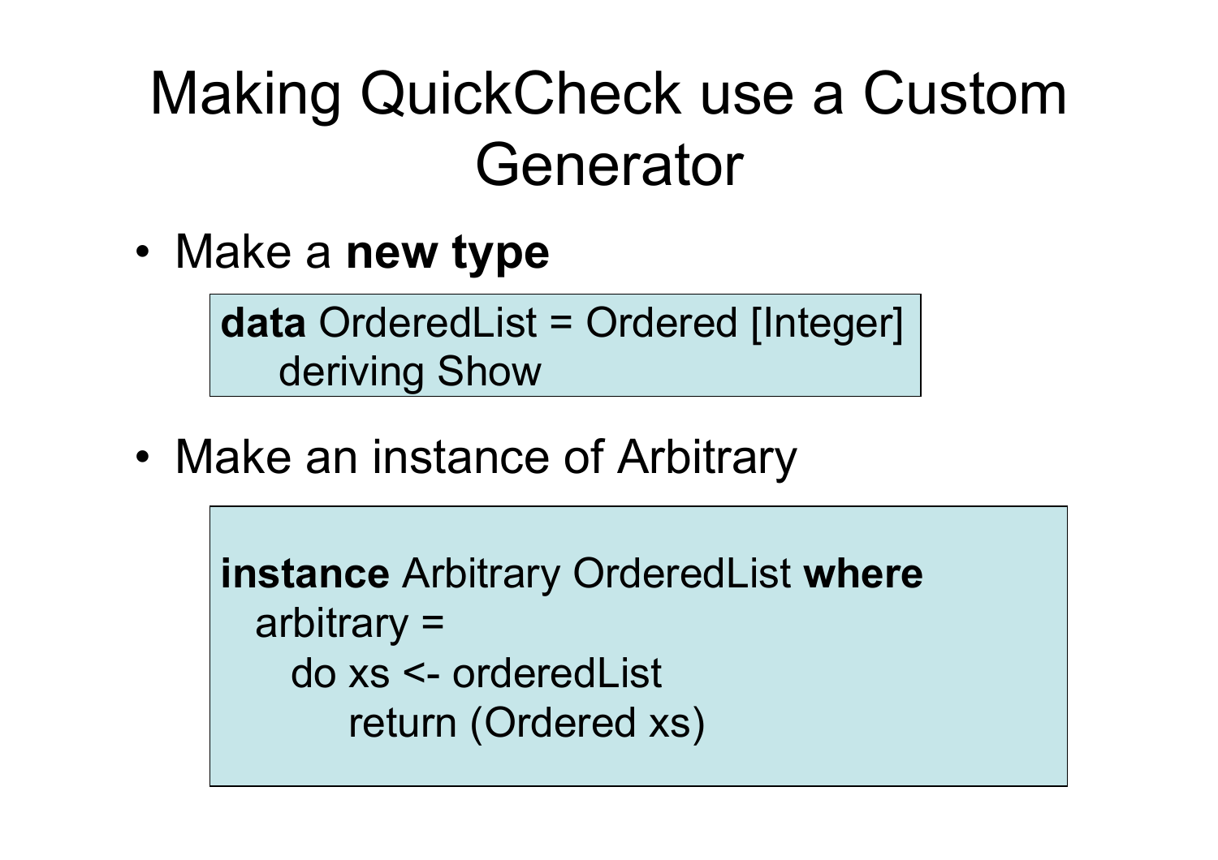# Making QuickCheck use a Custom Generator

- Make a **new type**

```
data OrderedList = Ordered [Integer]
    deriving Show
```

- Make an instance of Arbitrary

```
instance Arbitrary OrderedList where
   arbitrary =
      do xs <- orderedList
         return (Ordered xs)
```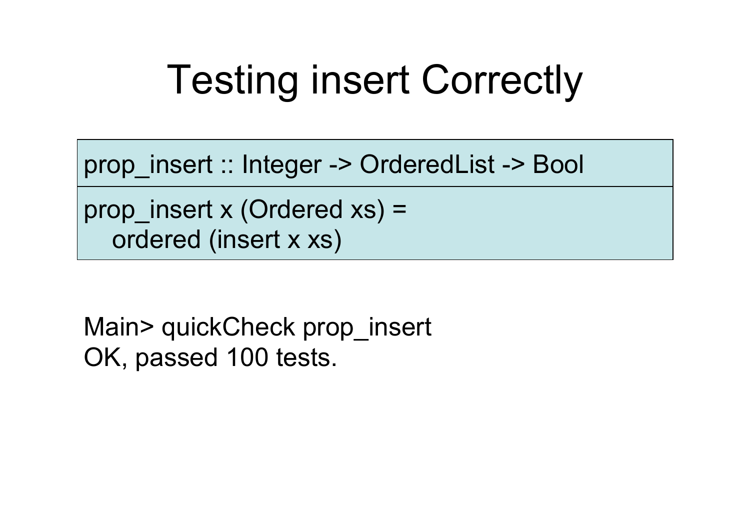# Testing insert Correctly

```
prop_insert :: Integer -> OrderedList -> Bool
```

```
prop_insert x (Ordered xs) =
  ordered (insert x xs)
```

```
Main> quickCheck prop_insert
OK, passed 100 tests.
```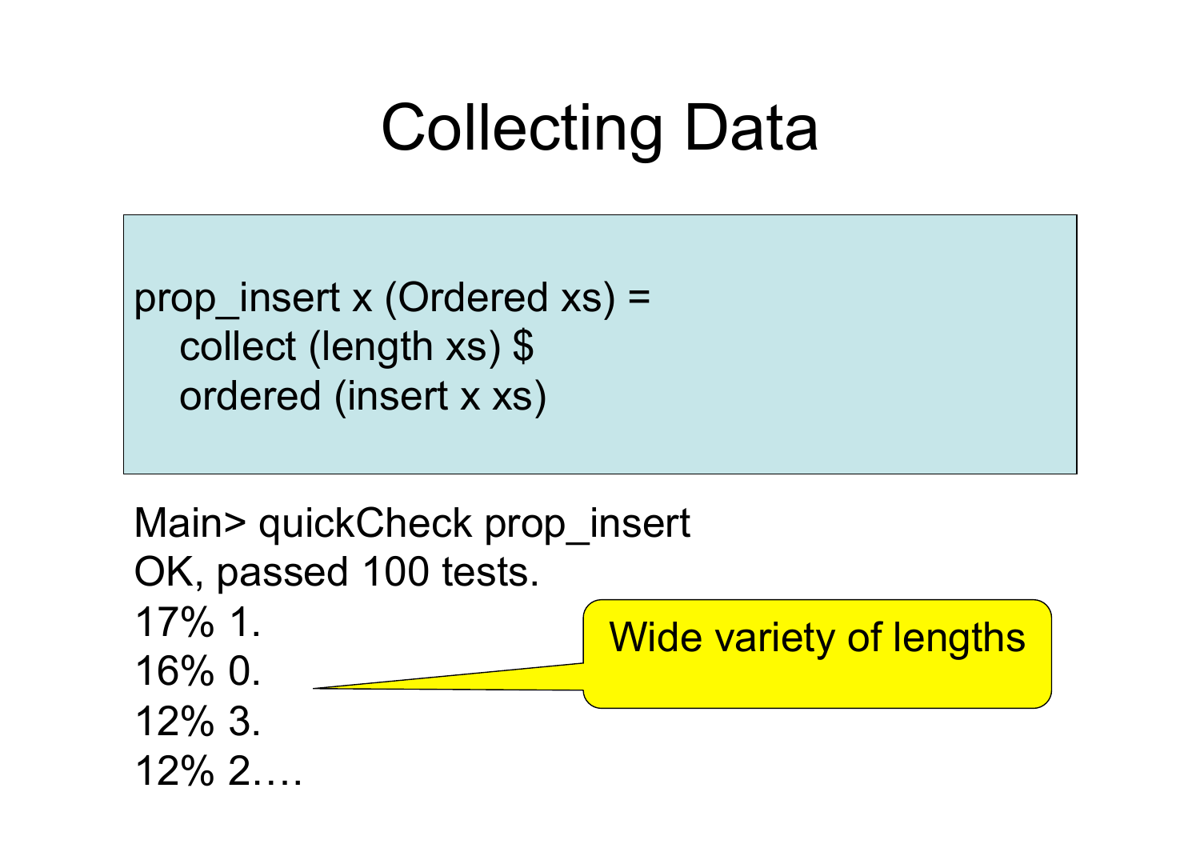# Collecting Data

```
prop_insert x (Ordered xs) =
    collect (length xs) $
    ordered (insert x xs)
```

```
Main> quickCheck prop_insert
OK, passed 100 tests.
17% 1.
16% 0.
12% 3.
12% 2.….
```

Wide variety of lengths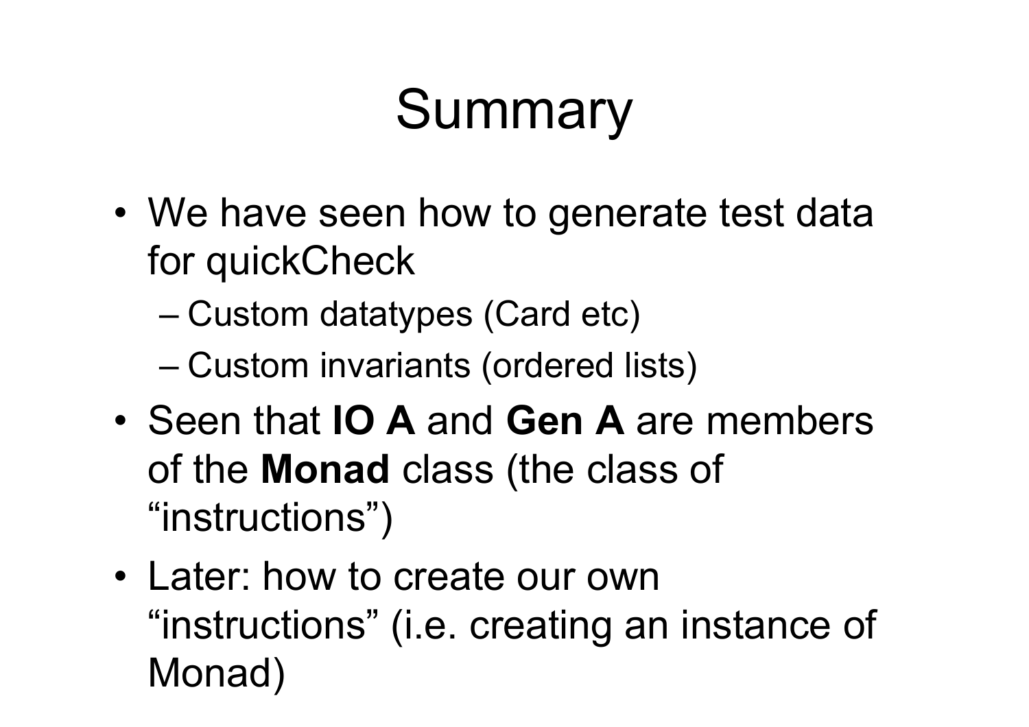# Summary

- We have seen how to generate test data for quickCheck
  - Custom datatypes (Card etc)
  - Custom invariants (ordered lists)
- Seen that **IO A** and **Gen A** are members of the **Monad** class (the class of "instructions")
- Later: how to create our own "instructions" (i.e. creating an instance of Monad)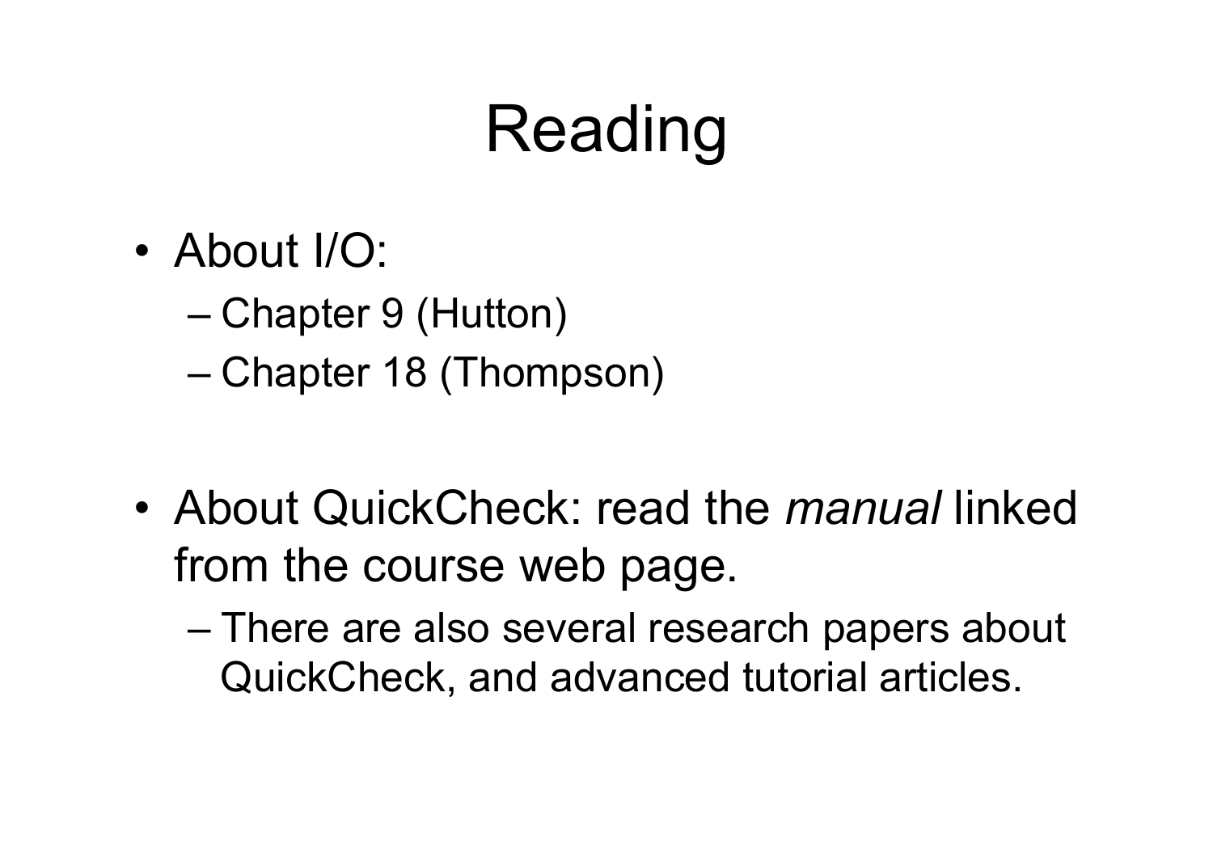# Reading

- About I/O:
  - Chapter 9 (Hutton)
  - Chapter 18 (Thompson)

- About QuickCheck: read the *manual* linked from the course web page.
  - There are also several research papers about QuickCheck, and advanced tutorial articles.